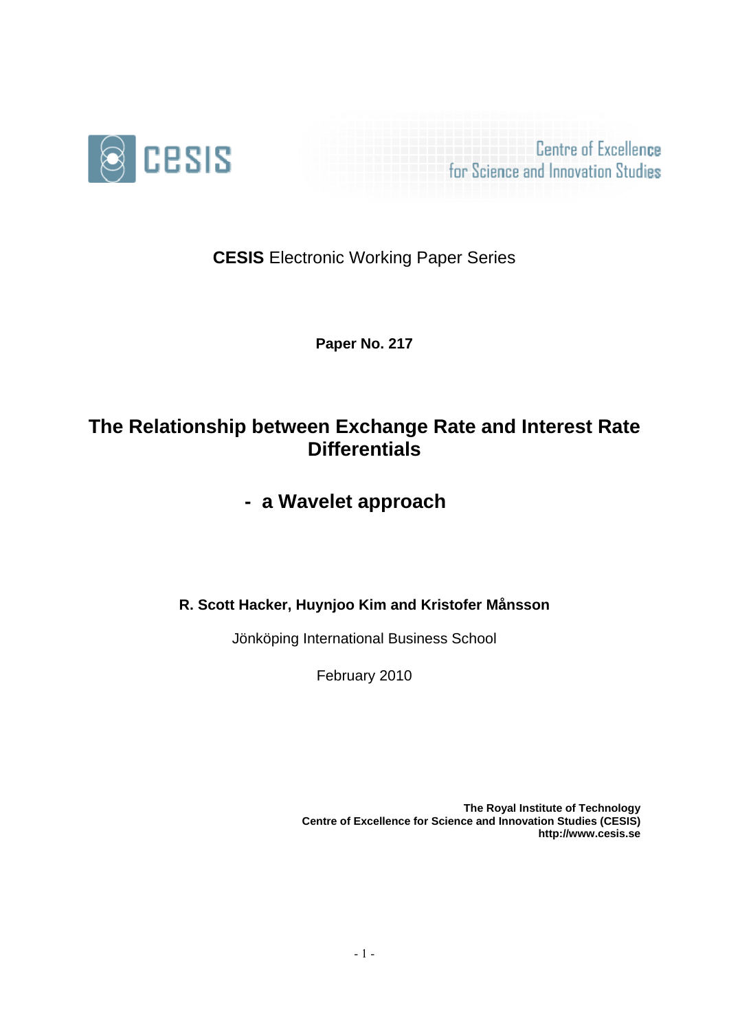CESIS

Centre of Excellence for Science and Innovation Studies

**CESIS** Electronic Working Paper Series

**Paper No. 217**

# The Relationship between Exchange Rate and Interest Rate Differentials

# - a Wavelet approach

**R. Scott Hacker, Huynjoo Kim and Kristofer Månsson**

Jönköping International Business School

February 2010

**The Royal Institute of Technology**
**Centre of Excellence for Science and Innovation Studies (CESIS)**
**http://www.cesis.se**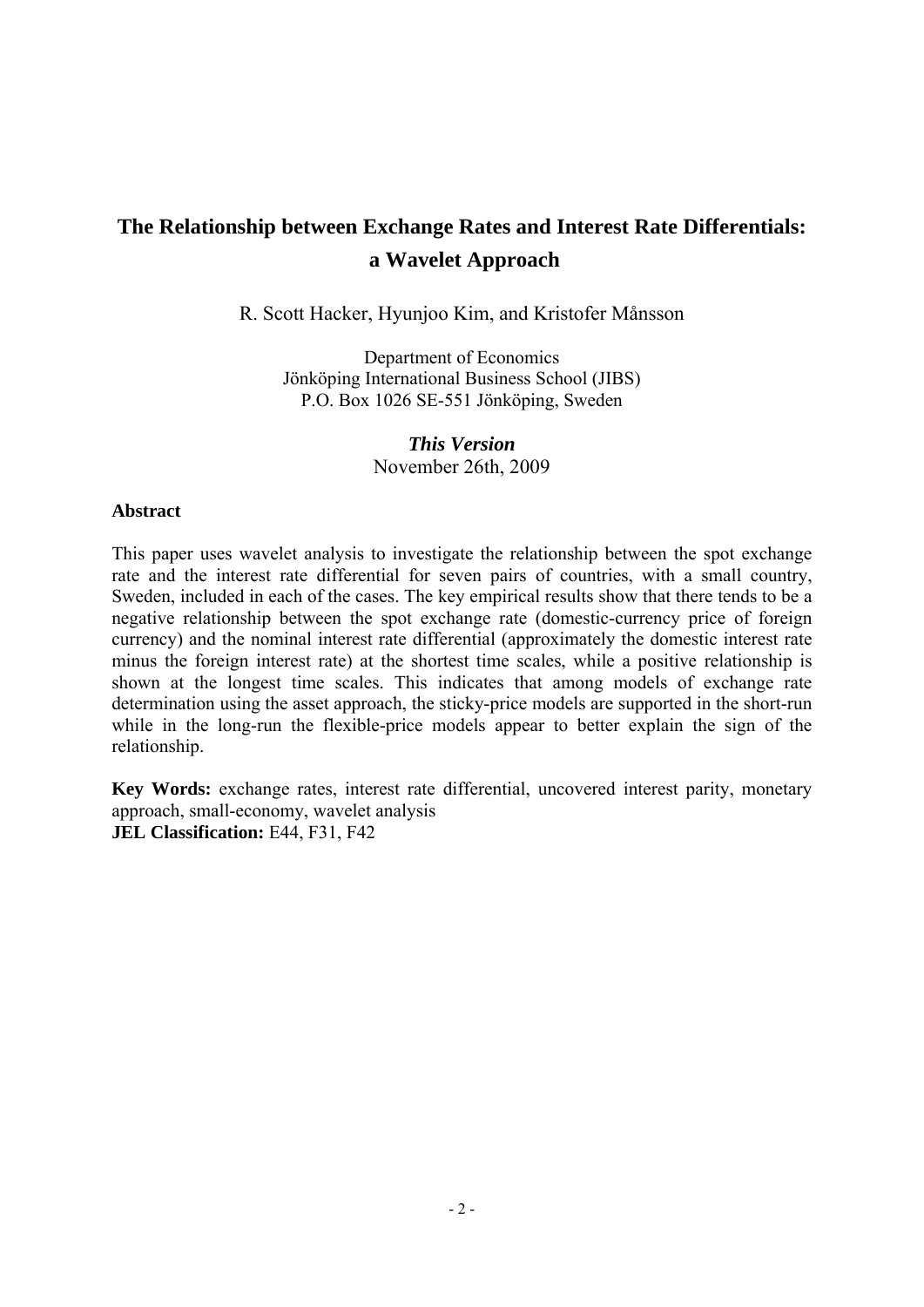# The Relationship between Exchange Rates and Interest Rate Differentials: a Wavelet Approach

R. Scott Hacker, Hyunjoo Kim, and Kristofer Månsson

Department of Economics
Jönköping International Business School (JIBS)
P.O. Box 1026 SE-551 Jönköping, Sweden

***This Version***
November 26th, 2009

**Abstract**

This paper uses wavelet analysis to investigate the relationship between the spot exchange rate and the interest rate differential for seven pairs of countries, with a small country, Sweden, included in each of the cases. The key empirical results show that there tends to be a negative relationship between the spot exchange rate (domestic-currency price of foreign currency) and the nominal interest rate differential (approximately the domestic interest rate minus the foreign interest rate) at the shortest time scales, while a positive relationship is shown at the longest time scales. This indicates that among models of exchange rate determination using the asset approach, the sticky-price models are supported in the short-run while in the long-run the flexible-price models appear to better explain the sign of the relationship.

**Key Words:** exchange rates, interest rate differential, uncovered interest parity, monetary approach, small-economy, wavelet analysis
**JEL Classification:** E44, F31, F42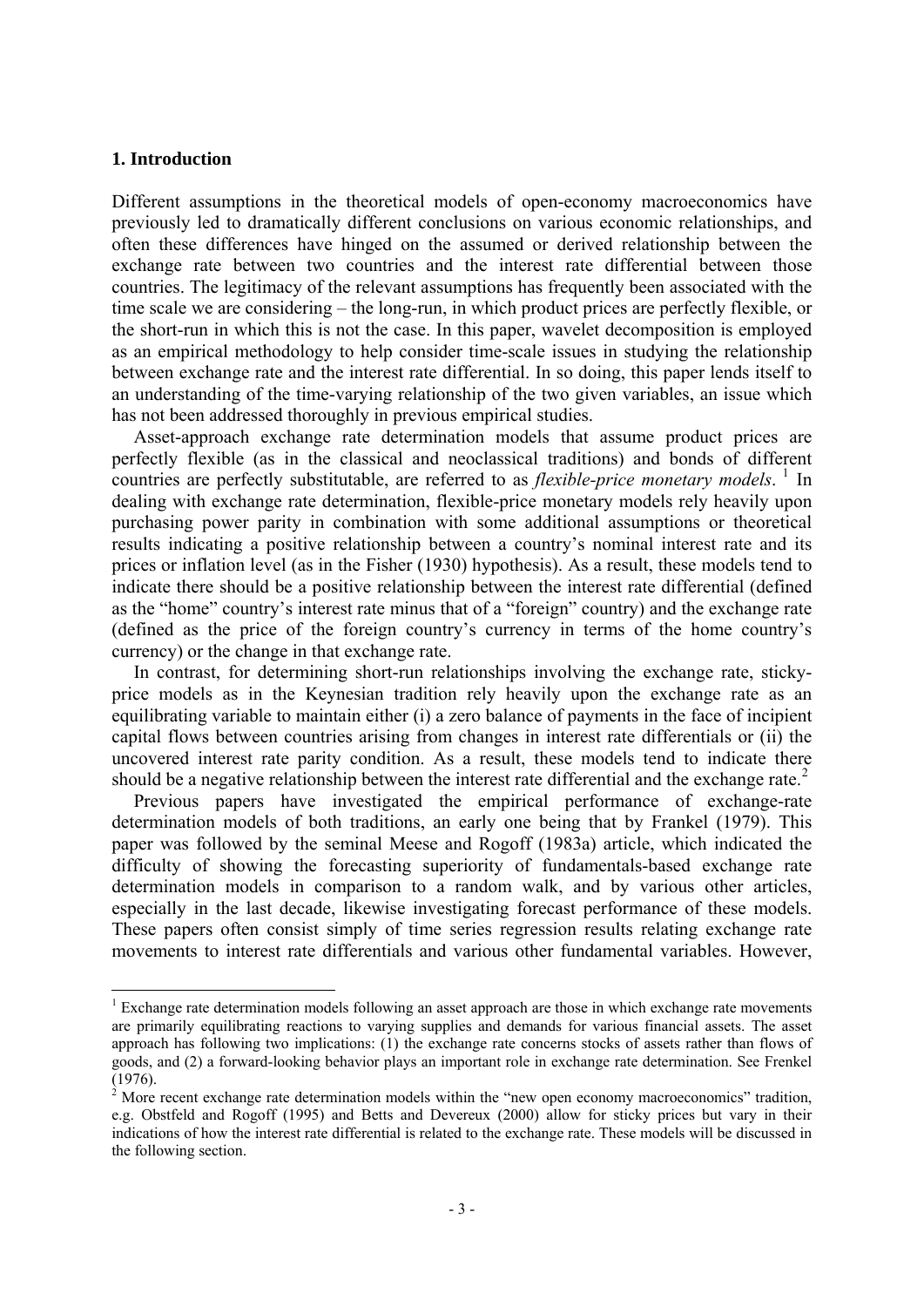## 1. Introduction

Different assumptions in the theoretical models of open-economy macroeconomics have previously led to dramatically different conclusions on various economic relationships, and often these differences have hinged on the assumed or derived relationship between the exchange rate between two countries and the interest rate differential between those countries. The legitimacy of the relevant assumptions has frequently been associated with the time scale we are considering – the long-run, in which product prices are perfectly flexible, or the short-run in which this is not the case. In this paper, wavelet decomposition is employed as an empirical methodology to help consider time-scale issues in studying the relationship between exchange rate and the interest rate differential. In so doing, this paper lends itself to an understanding of the time-varying relationship of the two given variables, an issue which has not been addressed thoroughly in previous empirical studies.

Asset-approach exchange rate determination models that assume product prices are perfectly flexible (as in the classical and neoclassical traditions) and bonds of different countries are perfectly substitutable, are referred to as *flexible-price monetary models*. [1] In dealing with exchange rate determination, flexible-price monetary models rely heavily upon purchasing power parity in combination with some additional assumptions or theoretical results indicating a positive relationship between a country's nominal interest rate and its prices or inflation level (as in the Fisher (1930) hypothesis). As a result, these models tend to indicate there should be a positive relationship between the interest rate differential (defined as the "home" country's interest rate minus that of a "foreign" country) and the exchange rate (defined as the price of the foreign country's currency in terms of the home country's currency) or the change in that exchange rate.

In contrast, for determining short-run relationships involving the exchange rate, sticky-price models as in the Keynesian tradition rely heavily upon the exchange rate as an equilibrating variable to maintain either (i) a zero balance of payments in the face of incipient capital flows between countries arising from changes in interest rate differentials or (ii) the uncovered interest rate parity condition. As a result, these models tend to indicate there should be a negative relationship between the interest rate differential and the exchange rate.[2]

Previous papers have investigated the empirical performance of exchange-rate determination models of both traditions, an early one being that by Frankel (1979). This paper was followed by the seminal Meese and Rogoff (1983a) article, which indicated the difficulty of showing the forecasting superiority of fundamentals-based exchange rate determination models in comparison to a random walk, and by various other articles, especially in the last decade, likewise investigating forecast performance of these models. These papers often consist simply of time series regression results relating exchange rate movements to interest rate differentials and various other fundamental variables. However,

---

[1] Exchange rate determination models following an asset approach are those in which exchange rate movements are primarily equilibrating reactions to varying supplies and demands for various financial assets. The asset approach has following two implications: (1) the exchange rate concerns stocks of assets rather than flows of goods, and (2) a forward-looking behavior plays an important role in exchange rate determination. See Frenkel (1976).

[2] More recent exchange rate determination models within the "new open economy macroeconomics" tradition, e.g. Obstfeld and Rogoff (1995) and Betts and Devereux (2000) allow for sticky prices but vary in their indications of how the interest rate differential is related to the exchange rate. These models will be discussed in the following section.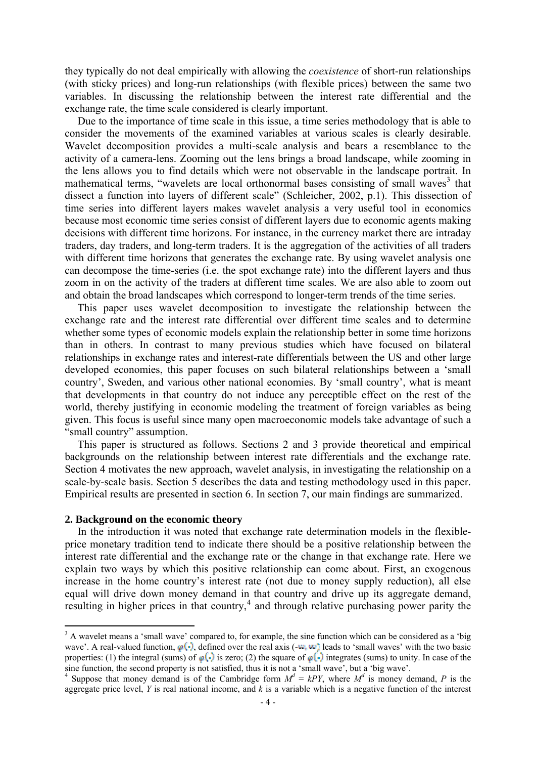they typically do not deal empirically with allowing the *coexistence* of short-run relationships (with sticky prices) and long-run relationships (with flexible prices) between the same two variables. In discussing the relationship between the interest rate differential and the exchange rate, the time scale considered is clearly important.

Due to the importance of time scale in this issue, a time series methodology that is able to consider the movements of the examined variables at various scales is clearly desirable. Wavelet decomposition provides a multi-scale analysis and bears a resemblance to the activity of a camera-lens. Zooming out the lens brings a broad landscape, while zooming in the lens allows you to find details which were not observable in the landscape portrait. In mathematical terms, "wavelets are local orthonormal bases consisting of small waves[3] that dissect a function into layers of different scale" (Schleicher, 2002, p.1). This dissection of time series into different layers makes wavelet analysis a very useful tool in economics because most economic time series consist of different layers due to economic agents making decisions with different time horizons. For instance, in the currency market there are intraday traders, day traders, and long-term traders. It is the aggregation of the activities of all traders with different time horizons that generates the exchange rate. By using wavelet analysis one can decompose the time-series (i.e. the spot exchange rate) into the different layers and thus zoom in on the activity of the traders at different time scales. We are also able to zoom out and obtain the broad landscapes which correspond to longer-term trends of the time series.

This paper uses wavelet decomposition to investigate the relationship between the exchange rate and the interest rate differential over different time scales and to determine whether some types of economic models explain the relationship better in some time horizons than in others. In contrast to many previous studies which have focused on bilateral relationships in exchange rates and interest-rate differentials between the US and other large developed economies, this paper focuses on such bilateral relationships between a 'small country', Sweden, and various other national economies. By 'small country', what is meant that developments in that country do not induce any perceptible effect on the rest of the world, thereby justifying in economic modeling the treatment of foreign variables as being given. This focus is useful since many open macroeconomic models take advantage of such a "small country" assumption.

This paper is structured as follows. Sections 2 and 3 provide theoretical and empirical backgrounds on the relationship between interest rate differentials and the exchange rate. Section 4 motivates the new approach, wavelet analysis, in investigating the relationship on a scale-by-scale basis. Section 5 describes the data and testing methodology used in this paper. Empirical results are presented in section 6. In section 7, our main findings are summarized.

## 2. Background on the economic theory

In the introduction it was noted that exchange rate determination models in the flexible-price monetary tradition tend to indicate there should be a positive relationship between the interest rate differential and the exchange rate or the change in that exchange rate. Here we explain two ways by which this positive relationship can come about. First, an exogenous increase in the home country's interest rate (not due to money supply reduction), all else equal will drive down money demand in that country and drive up its aggregate demand, resulting in higher prices in that country,[4] and through relative purchasing power parity the

---

[3] A wavelet means a 'small wave' compared to, for example, the sine function which can be considered as a 'big wave'. A real-valued function, $\varphi(\cdot)$, defined over the real axis ($-\infty, \infty$) leads to 'small waves' with the two basic properties: (1) the integral (sums) of $\varphi(\cdot)$ is zero; (2) the square of $\varphi(\cdot)$ integrates (sums) to unity. In case of the sine function, the second property is not satisfied, thus it is not a 'small wave', but a 'big wave'.

[4] Suppose that money demand is of the Cambridge form $M^d = kPY$, where $M^d$ is money demand, $P$ is the aggregate price level, $Y$ is real national income, and $k$ is a variable which is a negative function of the interest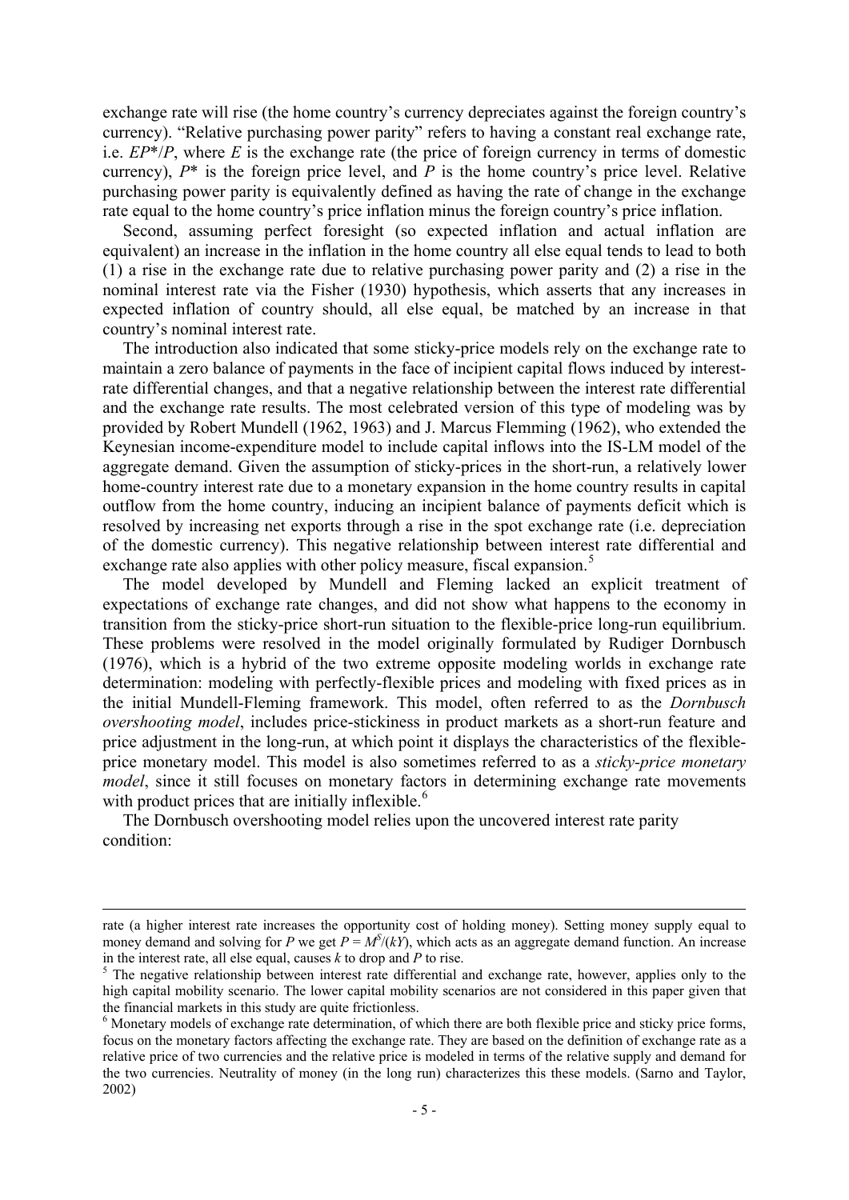exchange rate will rise (the home country's currency depreciates against the foreign country's currency). "Relative purchasing power parity" refers to having a constant real exchange rate, i.e. $EP^*/P$, where $E$ is the exchange rate (the price of foreign currency in terms of domestic currency), $P^*$ is the foreign price level, and $P$ is the home country's price level. Relative purchasing power parity is equivalently defined as having the rate of change in the exchange rate equal to the home country's price inflation minus the foreign country's price inflation.

Second, assuming perfect foresight (so expected inflation and actual inflation are equivalent) an increase in the inflation in the home country all else equal tends to lead to both (1) a rise in the exchange rate due to relative purchasing power parity and (2) a rise in the nominal interest rate via the Fisher (1930) hypothesis, which asserts that any increases in expected inflation of country should, all else equal, be matched by an increase in that country's nominal interest rate.

The introduction also indicated that some sticky-price models rely on the exchange rate to maintain a zero balance of payments in the face of incipient capital flows induced by interest-rate differential changes, and that a negative relationship between the interest rate differential and the exchange rate results. The most celebrated version of this type of modeling was by provided by Robert Mundell (1962, 1963) and J. Marcus Flemming (1962), who extended the Keynesian income-expenditure model to include capital inflows into the IS-LM model of the aggregate demand. Given the assumption of sticky-prices in the short-run, a relatively lower home-country interest rate due to a monetary expansion in the home country results in capital outflow from the home country, inducing an incipient balance of payments deficit which is resolved by increasing net exports through a rise in the spot exchange rate (i.e. depreciation of the domestic currency). This negative relationship between interest rate differential and exchange rate also applies with other policy measure, fiscal expansion.[5]

The model developed by Mundell and Fleming lacked an explicit treatment of expectations of exchange rate changes, and did not show what happens to the economy in transition from the sticky-price short-run situation to the flexible-price long-run equilibrium. These problems were resolved in the model originally formulated by Rudiger Dornbusch (1976), which is a hybrid of the two extreme opposite modeling worlds in exchange rate determination: modeling with perfectly-flexible prices and modeling with fixed prices as in the initial Mundell-Fleming framework. This model, often referred to as the *Dornbusch overshooting model*, includes price-stickiness in product markets as a short-run feature and price adjustment in the long-run, at which point it displays the characteristics of the flexible-price monetary model. This model is also sometimes referred to as a *sticky-price monetary model*, since it still focuses on monetary factors in determining exchange rate movements with product prices that are initially inflexible.[6]

The Dornbusch overshooting model relies upon the uncovered interest rate parity condition:

---

rate (a higher interest rate increases the opportunity cost of holding money). Setting money supply equal to money demand and solving for $P$ we get $P = M^S/(kY)$, which acts as an aggregate demand function. An increase in the interest rate, all else equal, causes $k$ to drop and $P$ to rise.

[5] The negative relationship between interest rate differential and exchange rate, however, applies only to the high capital mobility scenario. The lower capital mobility scenarios are not considered in this paper given that the financial markets in this study are quite frictionless.

[6] Monetary models of exchange rate determination, of which there are both flexible price and sticky price forms, focus on the monetary factors affecting the exchange rate. They are based on the definition of exchange rate as a relative price of two currencies and the relative price is modeled in terms of the relative supply and demand for the two currencies. Neutrality of money (in the long run) characterizes this these models. (Sarno and Taylor, 2002)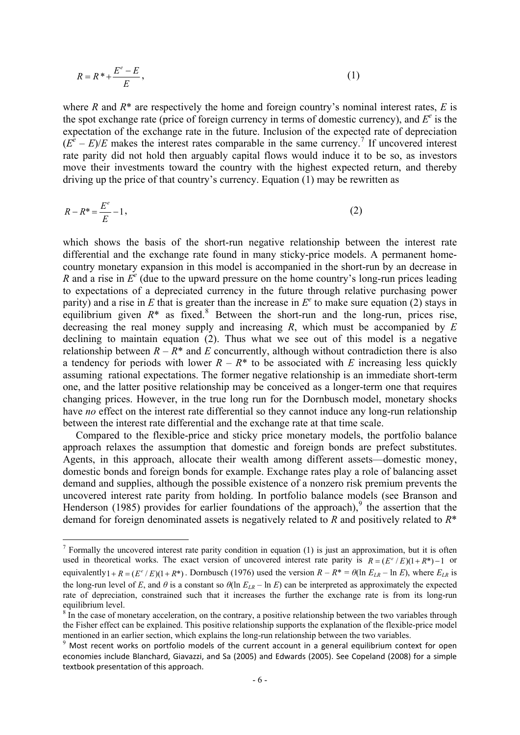$$R = R^* + \frac{E^e - E}{E}, \tag{1}$$

where $R$ and $R^*$ are respectively the home and foreign country's nominal interest rates, $E$ is the spot exchange rate (price of foreign currency in terms of domestic currency), and $E^e$ is the expectation of the exchange rate in the future. Inclusion of the expected rate of depreciation $(E^e - E)/E$ makes the interest rates comparable in the same currency.[7] If uncovered interest rate parity did not hold then arguably capital flows would induce it to be so, as investors move their investments toward the country with the highest expected return, and thereby driving up the price of that country's currency. Equation (1) may be rewritten as

$$R - R^* = \frac{E^e}{E} - 1, \tag{2}$$

which shows the basis of the short-run negative relationship between the interest rate differential and the exchange rate found in many sticky-price models. A permanent home-country monetary expansion in this model is accompanied in the short-run by an decrease in $R$ and a rise in $E^e$ (due to the upward pressure on the home country's long-run prices leading to expectations of a depreciated currency in the future through relative purchasing power parity) and a rise in $E$ that is greater than the increase in $E^e$ to make sure equation (2) stays in equilibrium given $R^*$ as fixed.[8] Between the short-run and the long-run, prices rise, decreasing the real money supply and increasing $R$, which must be accompanied by $E$ declining to maintain equation (2). Thus what we see out of this model is a negative relationship between $R - R^*$ and $E$ concurrently, although without contradiction there is also a tendency for periods with lower $R - R^*$ to be associated with $E$ increasing less quickly assuming rational expectations. The former negative relationship is an immediate short-term one, and the latter positive relationship may be conceived as a longer-term one that requires changing prices. However, in the true long run for the Dornbusch model, monetary shocks have *no* effect on the interest rate differential so they cannot induce any long-run relationship between the interest rate differential and the exchange rate at that time scale.

Compared to the flexible-price and sticky price monetary models, the portfolio balance approach relaxes the assumption that domestic and foreign bonds are prefect substitutes. Agents, in this approach, allocate their wealth among different assets—domestic money, domestic bonds and foreign bonds for example. Exchange rates play a role of balancing asset demand and supplies, although the possible existence of a nonzero risk premium prevents the uncovered interest rate parity from holding. In portfolio balance models (see Branson and Henderson (1985) provides for earlier foundations of the approach),[9] the assertion that the demand for foreign denominated assets is negatively related to $R$ and positively related to $R^*$

---

[7] Formally the uncovered interest rate parity condition in equation (1) is just an approximation, but it is often used in theoretical works. The exact version of uncovered interest rate parity is $R = (E^e / E)(1 + R^*) - 1$ or equivalently $1 + R = (E^e / E)(1 + R^*)$. Dornbusch (1976) used the version $R - R^* = \theta(\ln E_{LR} - \ln E)$, where $E_{LR}$ is the long-run level of $E$, and $\theta$ is a constant so $\theta(\ln E_{LR} - \ln E)$ can be interpreted as approximately the expected rate of depreciation, constrained such that it increases the further the exchange rate is from its long-run equilibrium level.

[8] In the case of monetary acceleration, on the contrary, a positive relationship between the two variables through the Fisher effect can be explained. This positive relationship supports the explanation of the flexible-price model mentioned in an earlier section, which explains the long-run relationship between the two variables.

[9] Most recent works on portfolio models of the current account in a general equilibrium context for open economies include Blanchard, Giavazzi, and Sa (2005) and Edwards (2005). See Copeland (2008) for a simple textbook presentation of this approach.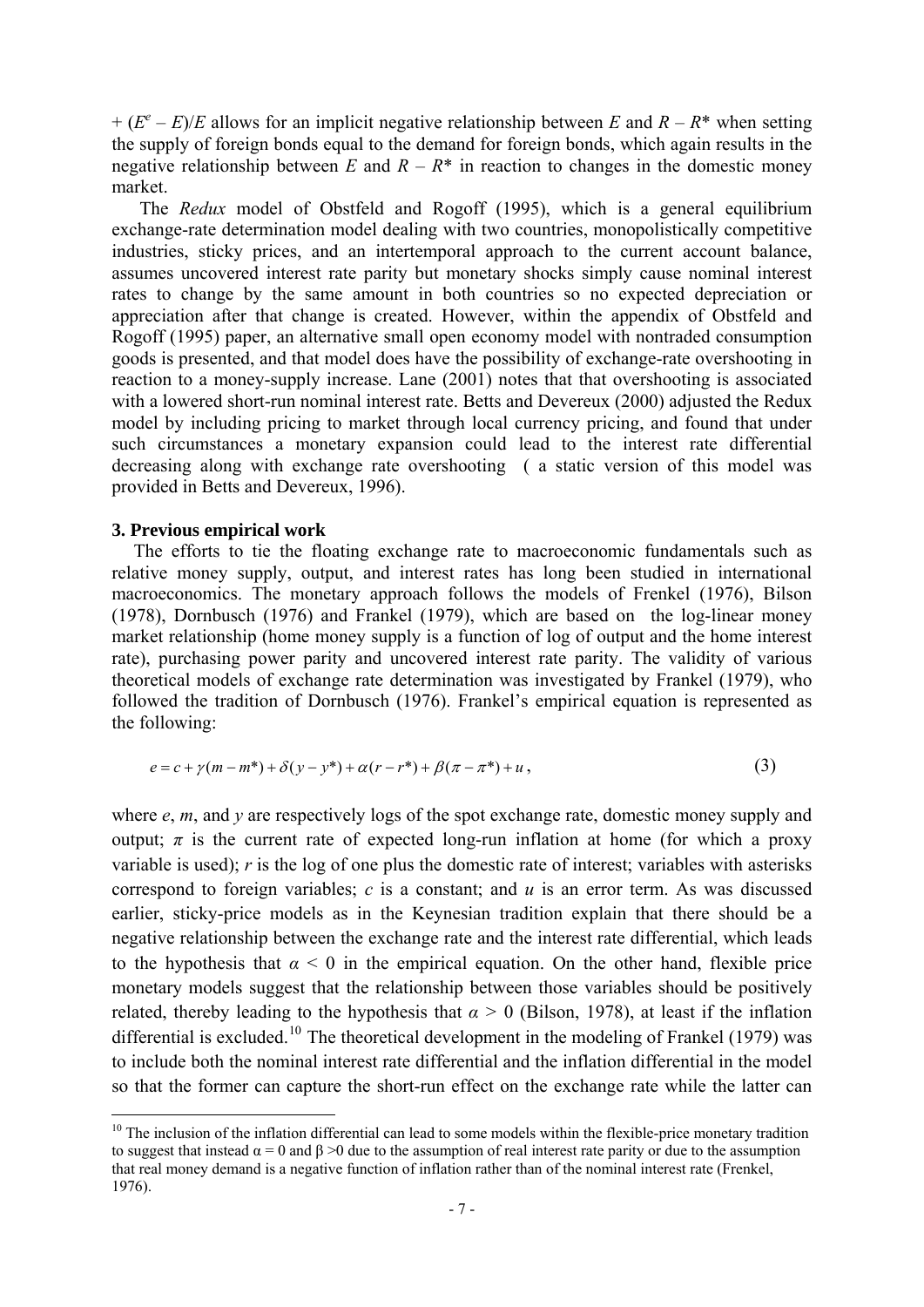+ $(E^e - E)/E$ allows for an implicit negative relationship between $E$ and $R - R^*$ when setting the supply of foreign bonds equal to the demand for foreign bonds, which again results in the negative relationship between $E$ and $R - R^*$ in reaction to changes in the domestic money market.

The *Redux* model of Obstfeld and Rogoff (1995), which is a general equilibrium exchange-rate determination model dealing with two countries, monopolistically competitive industries, sticky prices, and an intertemporal approach to the current account balance, assumes uncovered interest rate parity but monetary shocks simply cause nominal interest rates to change by the same amount in both countries so no expected depreciation or appreciation after that change is created. However, within the appendix of Obstfeld and Rogoff (1995) paper, an alternative small open economy model with nontraded consumption goods is presented, and that model does have the possibility of exchange-rate overshooting in reaction to a money-supply increase. Lane (2001) notes that that overshooting is associated with a lowered short-run nominal interest rate. Betts and Devereux (2000) adjusted the Redux model by including pricing to market through local currency pricing, and found that under such circumstances a monetary expansion could lead to the interest rate differential decreasing along with exchange rate overshooting ( a static version of this model was provided in Betts and Devereux, 1996).

## 3. Previous empirical work

The efforts to tie the floating exchange rate to macroeconomic fundamentals such as relative money supply, output, and interest rates has long been studied in international macroeconomics. The monetary approach follows the models of Frenkel (1976), Bilson (1978), Dornbusch (1976) and Frankel (1979), which are based on the log-linear money market relationship (home money supply is a function of log of output and the home interest rate), purchasing power parity and uncovered interest rate parity. The validity of various theoretical models of exchange rate determination was investigated by Frankel (1979), who followed the tradition of Dornbusch (1976). Frankel's empirical equation is represented as the following:

$$e = c + \gamma(m - m^*) + \delta(y - y^*) + \alpha(r - r^*) + \beta(\pi - \pi^*) + u, \tag{3}$$

where $e$, $m$, and $y$ are respectively logs of the spot exchange rate, domestic money supply and output; $\pi$ is the current rate of expected long-run inflation at home (for which a proxy variable is used); $r$ is the log of one plus the domestic rate of interest; variables with asterisks correspond to foreign variables; $c$ is a constant; and $u$ is an error term. As was discussed earlier, sticky-price models as in the Keynesian tradition explain that there should be a negative relationship between the exchange rate and the interest rate differential, which leads to the hypothesis that $\alpha < 0$ in the empirical equation. On the other hand, flexible price monetary models suggest that the relationship between those variables should be positively related, thereby leading to the hypothesis that $\alpha > 0$ (Bilson, 1978), at least if the inflation differential is excluded.[10] The theoretical development in the modeling of Frankel (1979) was to include both the nominal interest rate differential and the inflation differential in the model so that the former can capture the short-run effect on the exchange rate while the latter can

[10] The inclusion of the inflation differential can lead to some models within the flexible-price monetary tradition to suggest that instead $\alpha = 0$ and $\beta > 0$ due to the assumption of real interest rate parity or due to the assumption that real money demand is a negative function of inflation rather than of the nominal interest rate (Frenkel, 1976).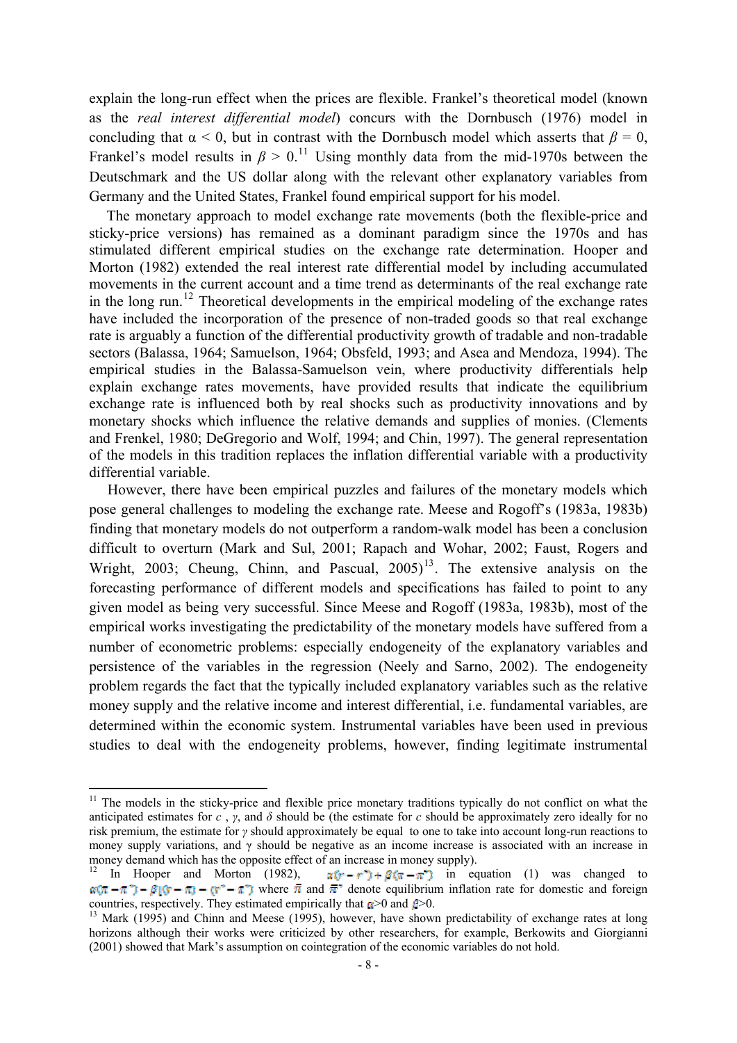explain the long-run effect when the prices are flexible. Frankel's theoretical model (known as the *real interest differential model*) concurs with the Dornbusch (1976) model in concluding that $\alpha < 0$, but in contrast with the Dornbusch model which asserts that $\beta = 0$, Frankel's model results in $\beta > 0$.[11] Using monthly data from the mid-1970s between the Deutschmark and the US dollar along with the relevant other explanatory variables from Germany and the United States, Frankel found empirical support for his model.

The monetary approach to model exchange rate movements (both the flexible-price and sticky-price versions) has remained as a dominant paradigm since the 1970s and has stimulated different empirical studies on the exchange rate determination. Hooper and Morton (1982) extended the real interest rate differential model by including accumulated movements in the current account and a time trend as determinants of the real exchange rate in the long run.[12] Theoretical developments in the empirical modeling of the exchange rates have included the incorporation of the presence of non-traded goods so that real exchange rate is arguably a function of the differential productivity growth of tradable and non-tradable sectors (Balassa, 1964; Samuelson, 1964; Obsfeld, 1993; and Asea and Mendoza, 1994). The empirical studies in the Balassa-Samuelson vein, where productivity differentials help explain exchange rates movements, have provided results that indicate the equilibrium exchange rate is influenced both by real shocks such as productivity innovations and by monetary shocks which influence the relative demands and supplies of monies. (Clements and Frenkel, 1980; DeGregorio and Wolf, 1994; and Chin, 1997). The general representation of the models in this tradition replaces the inflation differential variable with a productivity differential variable.

However, there have been empirical puzzles and failures of the monetary models which pose general challenges to modeling the exchange rate. Meese and Rogoff's (1983a, 1983b) finding that monetary models do not outperform a random-walk model has been a conclusion difficult to overturn (Mark and Sul, 2001; Rapach and Wohar, 2002; Faust, Rogers and Wright, 2003; Cheung, Chinn, and Pascual, 2005)[13]. The extensive analysis on the forecasting performance of different models and specifications has failed to point to any given model as being very successful. Since Meese and Rogoff (1983a, 1983b), most of the empirical works investigating the predictability of the monetary models have suffered from a number of econometric problems: especially endogeneity of the explanatory variables and persistence of the variables in the regression (Neely and Sarno, 2002). The endogeneity problem regards the fact that the typically included explanatory variables such as the relative money supply and the relative income and interest differential, i.e. fundamental variables, are determined within the economic system. Instrumental variables have been used in previous studies to deal with the endogeneity problems, however, finding legitimate instrumental

---

[11] The models in the sticky-price and flexible price monetary traditions typically do not conflict on what the anticipated estimates for $c$, $\gamma$, and $\delta$ should be (the estimate for $c$ should be approximately zero ideally for no risk premium, the estimate for $\gamma$ should approximately be equal to one to take into account long-run reactions to money supply variations, and $\gamma$ should be negative as an income increase is associated with an increase in money demand which has the opposite effect of an increase in money supply).

[12] In Hooper and Morton (1982), $\alpha(r - r^*) + \beta(\pi - \pi^*)$ in equation (1) was changed to $\alpha(\bar{\pi} - \bar{\pi}^*) - \beta[(r - \bar{\pi}) - (r^* - \bar{\pi}^*)]$ where $\bar{\pi}$ and $\bar{\pi}^*$ denote equilibrium inflation rate for domestic and foreign countries, respectively. They estimated empirically that $\alpha > 0$ and $\beta > 0$.

[13] Mark (1995) and Chinn and Meese (1995), however, have shown predictability of exchange rates at long horizons although their works were criticized by other researchers, for example, Berkowits and Giorgianni (2001) showed that Mark's assumption on cointegration of the economic variables do not hold.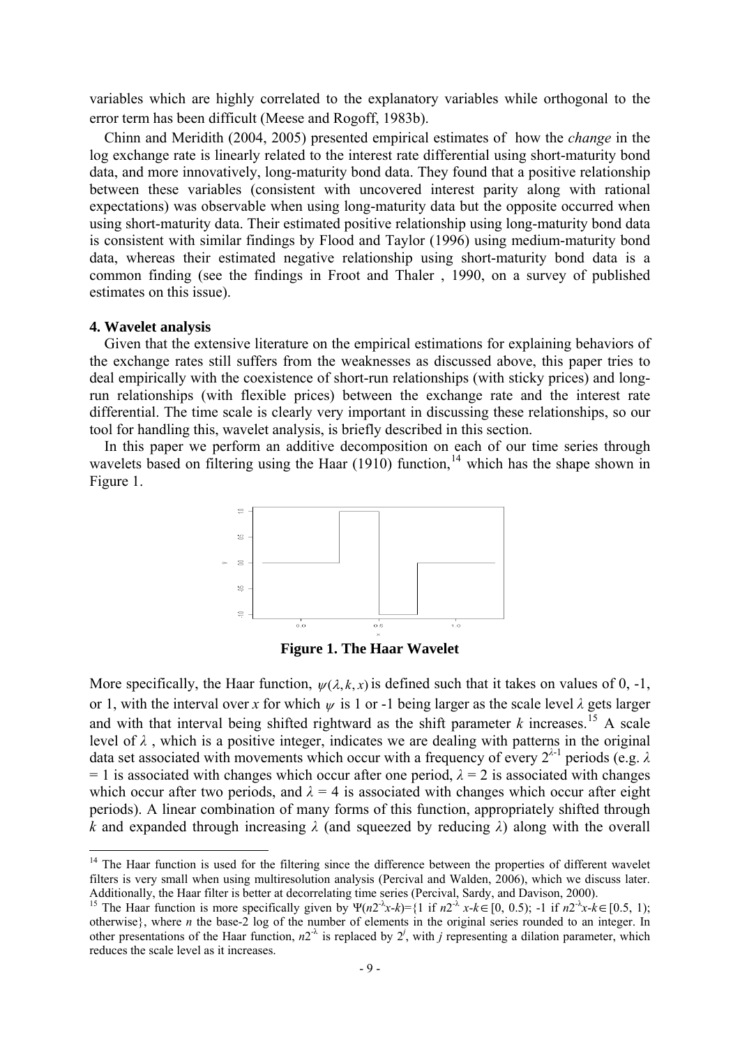variables which are highly correlated to the explanatory variables while orthogonal to the error term has been difficult (Meese and Rogoff, 1983b).

Chinn and Meridith (2004, 2005) presented empirical estimates of how the *change* in the log exchange rate is linearly related to the interest rate differential using short-maturity bond data, and more innovatively, long-maturity bond data. They found that a positive relationship between these variables (consistent with uncovered interest parity along with rational expectations) was observable when using long-maturity data but the opposite occurred when using short-maturity data. Their estimated positive relationship using long-maturity bond data is consistent with similar findings by Flood and Taylor (1996) using medium-maturity bond data, whereas their estimated negative relationship using short-maturity bond data is a common finding (see the findings in Froot and Thaler , 1990, on a survey of published estimates on this issue).

**4. Wavelet analysis**

Given that the extensive literature on the empirical estimations for explaining behaviors of the exchange rates still suffers from the weaknesses as discussed above, this paper tries to deal empirically with the coexistence of short-run relationships (with sticky prices) and long-run relationships (with flexible prices) between the exchange rate and the interest rate differential. The time scale is clearly very important in discussing these relationships, so our tool for handling this, wavelet analysis, is briefly described in this section.

In this paper we perform an additive decomposition on each of our time series through wavelets based on filtering using the Haar (1910) function,[14] which has the shape shown in Figure 1.

**Figure 1. The Haar Wavelet**

More specifically, the Haar function, $\psi(\lambda, k, x)$ is defined such that it takes on values of 0, -1, or 1, with the interval over $x$ for which $\psi$ is 1 or -1 being larger as the scale level $\lambda$ gets larger and with that interval being shifted rightward as the shift parameter $k$ increases.[15] A scale level of $\lambda$ , which is a positive integer, indicates we are dealing with patterns in the original data set associated with movements which occur with a frequency of every $2^{\lambda-1}$ periods (e.g. $\lambda = 1$ is associated with changes which occur after one period, $\lambda = 2$ is associated with changes which occur after two periods, and $\lambda = 4$ is associated with changes which occur after eight periods). A linear combination of many forms of this function, appropriately shifted through $k$ and expanded through increasing $\lambda$ (and squeezed by reducing $\lambda$) along with the overall

[14] The Haar function is used for the filtering since the difference between the properties of different wavelet filters is very small when using multiresolution analysis (Percival and Walden, 2006), which we discuss later. Additionally, the Haar filter is better at decorrelating time series (Percival, Sardy, and Davison, 2000).

[15] The Haar function is more specifically given by $\Psi(n2^{-\lambda}x\text{-}k)$={1 if $n2^{-\lambda}x\text{-}k \in [0, 0.5)$; -1 if $n2^{-\lambda}x\text{-}k \in [0.5, 1)$; otherwise}, where $n$ the base-2 log of the number of elements in the original series rounded to an integer. In other presentations of the Haar function, $n2^{-\lambda}$ is replaced by $2^j$, with $j$ representing a dilation parameter, which reduces the scale level as it increases.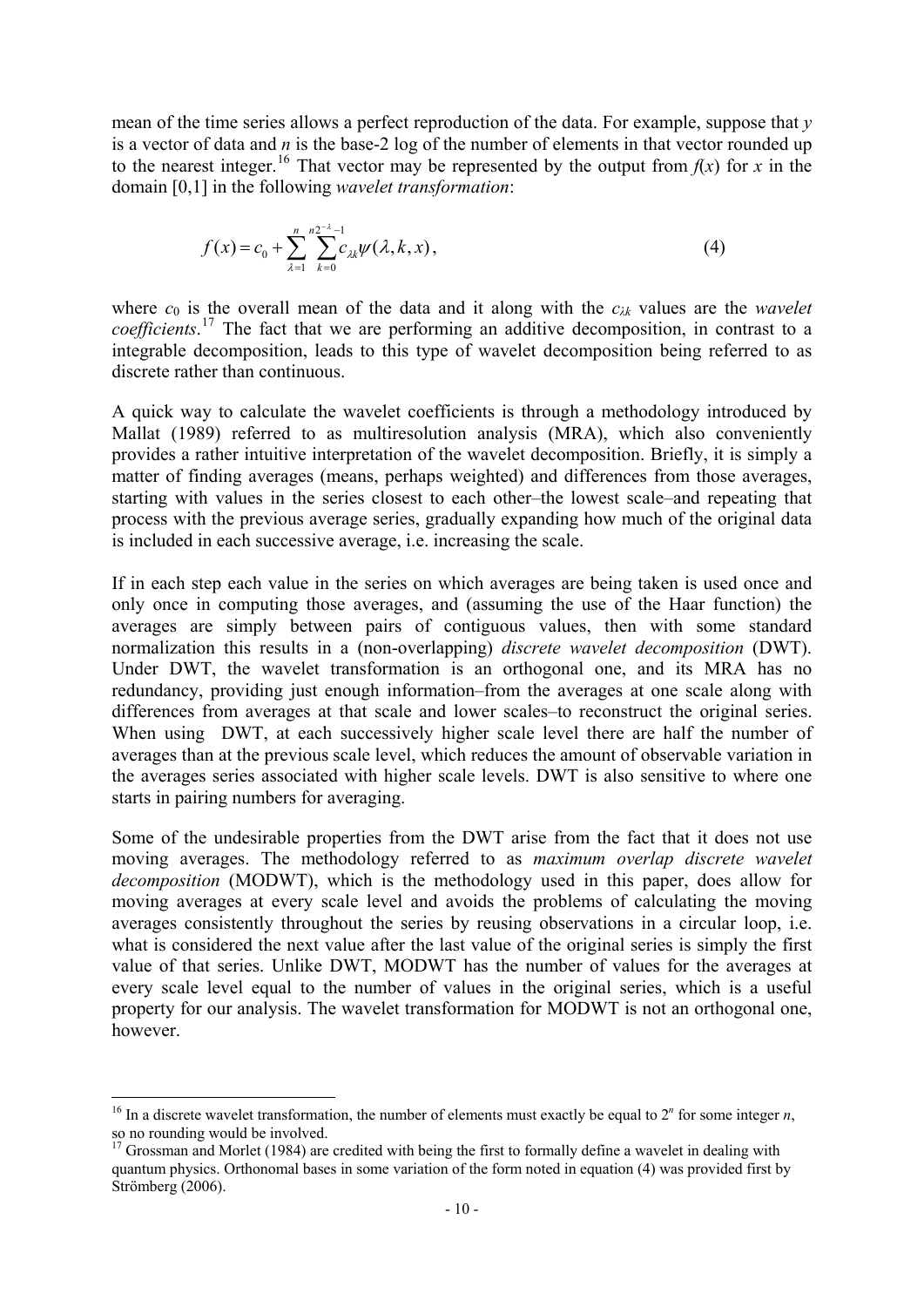mean of the time series allows a perfect reproduction of the data. For example, suppose that $y$ is a vector of data and $n$ is the base-2 log of the number of elements in that vector rounded up to the nearest integer.[16] That vector may be represented by the output from $f(x)$ for $x$ in the domain [0,1] in the following *wavelet transformation*:

$$f(x) = c_0 + \sum_{\lambda=1}^{n} \sum_{k=0}^{n2^{-\lambda}-1} c_{\lambda k} \psi(\lambda, k, x), \tag{4}$$

where $c_0$ is the overall mean of the data and it along with the $c_{\lambda k}$ values are the *wavelet coefficients*.[17] The fact that we are performing an additive decomposition, in contrast to a integrable decomposition, leads to this type of wavelet decomposition being referred to as discrete rather than continuous.

A quick way to calculate the wavelet coefficients is through a methodology introduced by Mallat (1989) referred to as multiresolution analysis (MRA), which also conveniently provides a rather intuitive interpretation of the wavelet decomposition. Briefly, it is simply a matter of finding averages (means, perhaps weighted) and differences from those averages, starting with values in the series closest to each other–the lowest scale–and repeating that process with the previous average series, gradually expanding how much of the original data is included in each successive average, i.e. increasing the scale.

If in each step each value in the series on which averages are being taken is used once and only once in computing those averages, and (assuming the use of the Haar function) the averages are simply between pairs of contiguous values, then with some standard normalization this results in a (non-overlapping) *discrete wavelet decomposition* (DWT). Under DWT, the wavelet transformation is an orthogonal one, and its MRA has no redundancy, providing just enough information–from the averages at one scale along with differences from averages at that scale and lower scales–to reconstruct the original series. When using DWT, at each successively higher scale level there are half the number of averages than at the previous scale level, which reduces the amount of observable variation in the averages series associated with higher scale levels. DWT is also sensitive to where one starts in pairing numbers for averaging.

Some of the undesirable properties from the DWT arise from the fact that it does not use moving averages. The methodology referred to as *maximum overlap discrete wavelet decomposition* (MODWT), which is the methodology used in this paper, does allow for moving averages at every scale level and avoids the problems of calculating the moving averages consistently throughout the series by reusing observations in a circular loop, i.e. what is considered the next value after the last value of the original series is simply the first value of that series. Unlike DWT, MODWT has the number of values for the averages at every scale level equal to the number of values in the original series, which is a useful property for our analysis. The wavelet transformation for MODWT is not an orthogonal one, however.

---

[16] In a discrete wavelet transformation, the number of elements must exactly be equal to $2^n$ for some integer $n$, so no rounding would be involved.

[17] Grossman and Morlet (1984) are credited with being the first to formally define a wavelet in dealing with quantum physics. Orthonomal bases in some variation of the form noted in equation (4) was provided first by Strömberg (2006).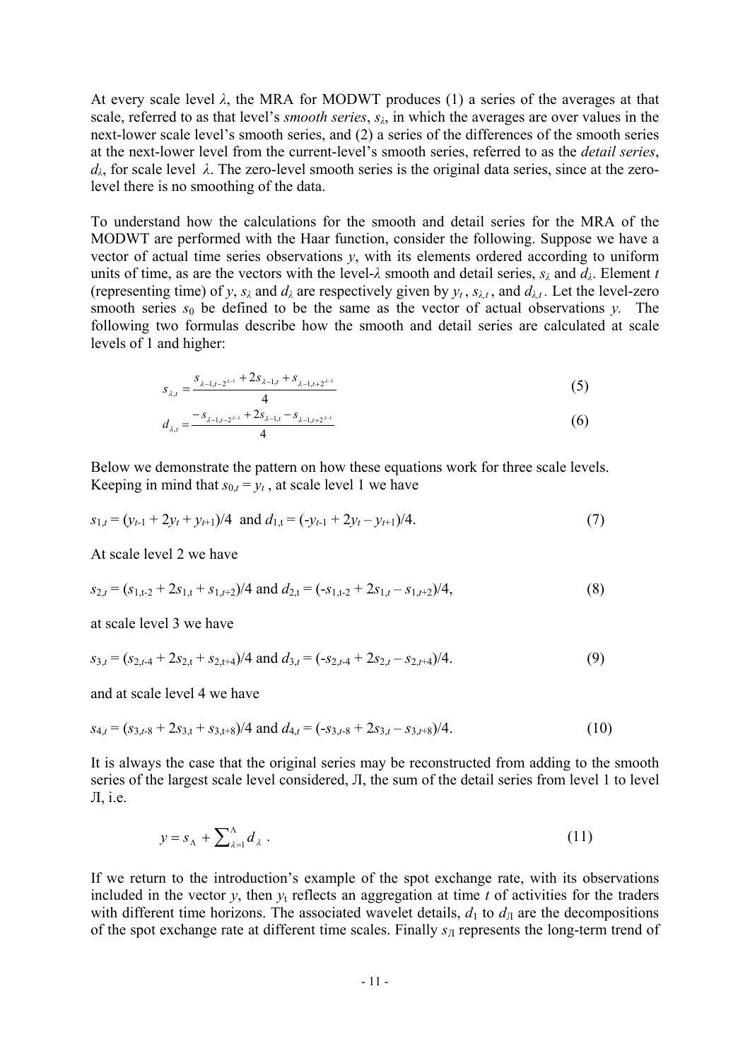At every scale level $\lambda$, the MRA for MODWT produces (1) a series of the averages at that scale, referred to as that level's *smooth series*, $s_\lambda$, in which the averages are over values in the next-lower scale level's smooth series, and (2) a series of the differences of the smooth series at the next-lower level from the current-level's smooth series, referred to as the *detail series*, $d_\lambda$, for scale level $\lambda$. The zero-level smooth series is the original data series, since at the zero-level there is no smoothing of the data.

To understand how the calculations for the smooth and detail series for the MRA of the MODWT are performed with the Haar function, consider the following. Suppose we have a vector of actual time series observations $y$, with its elements ordered according to uniform units of time, as are the vectors with the level-$\lambda$ smooth and detail series, $s_\lambda$ and $d_\lambda$. Element $t$ (representing time) of $y$, $s_\lambda$ and $d_\lambda$ are respectively given by $y_t$, $s_{\lambda,t}$, and $d_{\lambda,t}$. Let the level-zero smooth series $s_0$ be defined to be the same as the vector of actual observations $y$. The following two formulas describe how the smooth and detail series are calculated at scale levels of 1 and higher:

$$s_{\lambda,t} = \frac{s_{\lambda-1,t-2^{\lambda-1}} + 2s_{\lambda-1,t} + s_{\lambda-1,t+2^{\lambda-1}}}{4} \tag{5}$$

$$d_{\lambda,t} = \frac{-s_{\lambda-1,t-2^{\lambda-1}} + 2s_{\lambda-1,t} - s_{\lambda-1,t+2^{\lambda-1}}}{4} \tag{6}$$

Below we demonstrate the pattern on how these equations work for three scale levels. Keeping in mind that $s_{0,t} = y_t$, at scale level 1 we have

$$s_{1,t} = (y_{t-1} + 2y_t + y_{t+1})/4 \text{ and } d_{1,t} = (-y_{t-1} + 2y_t - y_{t+1})/4. \tag{7}$$

At scale level 2 we have

$$s_{2,t} = (s_{1,t-2} + 2s_{1,t} + s_{1,t+2})/4 \text{ and } d_{2,t} = (-s_{1,t-2} + 2s_{1,t} - s_{1,t+2})/4, \tag{8}$$

at scale level 3 we have

$$s_{3,t} = (s_{2,t-4} + 2s_{2,t} + s_{2,t+4})/4 \text{ and } d_{3,t} = (-s_{2,t-4} + 2s_{2,t} - s_{2,t+4})/4. \tag{9}$$

and at scale level 4 we have

$$s_{4,t} = (s_{3,t-8} + 2s_{3,t} + s_{3,t+8})/4 \text{ and } d_{4,t} = (-s_{3,t-8} + 2s_{3,t} - s_{3,t+8})/4. \tag{10}$$

It is always the case that the original series may be reconstructed from adding to the smooth series of the largest scale level considered, Л, the sum of the detail series from level 1 to level Л, i.e.

$$y = s_\Lambda + \sum_{\lambda=1}^{\Lambda} d_\lambda \ . \tag{11}$$

If we return to the introduction's example of the spot exchange rate, with its observations included in the vector $y$, then $y_t$ reflects an aggregation at time $t$ of activities for the traders with different time horizons. The associated wavelet details, $d_1$ to $d_Л$ are the decompositions of the spot exchange rate at different time scales. Finally $s_Л$ represents the long-term trend of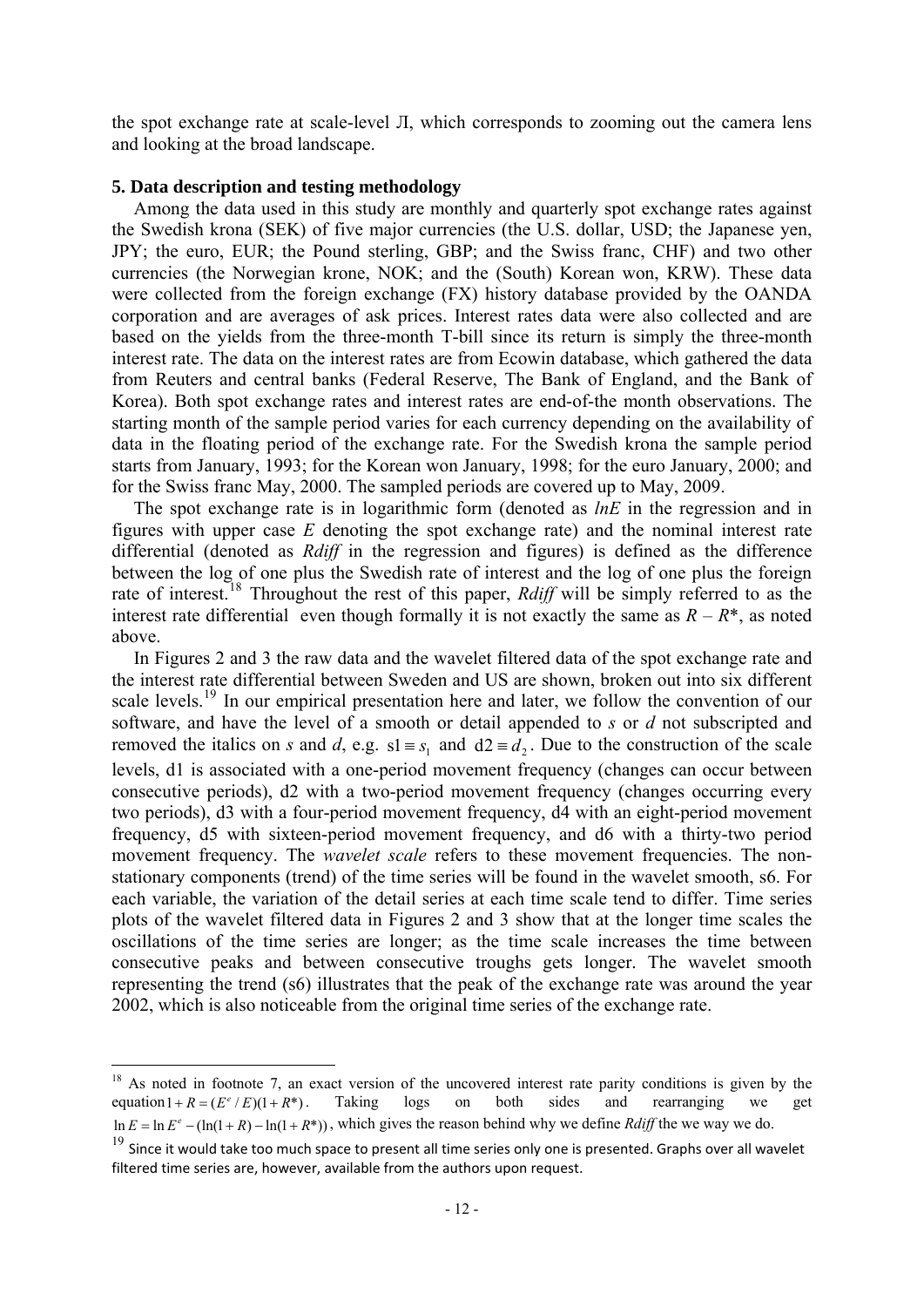the spot exchange rate at scale-level J, which corresponds to zooming out the camera lens and looking at the broad landscape.

## 5. Data description and testing methodology

Among the data used in this study are monthly and quarterly spot exchange rates against the Swedish krona (SEK) of five major currencies (the U.S. dollar, USD; the Japanese yen, JPY; the euro, EUR; the Pound sterling, GBP; and the Swiss franc, CHF) and two other currencies (the Norwegian krone, NOK; and the (South) Korean won, KRW). These data were collected from the foreign exchange (FX) history database provided by the OANDA corporation and are averages of ask prices. Interest rates data were also collected and are based on the yields from the three-month T-bill since its return is simply the three-month interest rate. The data on the interest rates are from Ecowin database, which gathered the data from Reuters and central banks (Federal Reserve, The Bank of England, and the Bank of Korea). Both spot exchange rates and interest rates are end-of-the month observations. The starting month of the sample period varies for each currency depending on the availability of data in the floating period of the exchange rate. For the Swedish krona the sample period starts from January, 1993; for the Korean won January, 1998; for the euro January, 2000; and for the Swiss franc May, 2000. The sampled periods are covered up to May, 2009.

The spot exchange rate is in logarithmic form (denoted as *lnE* in the regression and in figures with upper case *E* denoting the spot exchange rate) and the nominal interest rate differential (denoted as *Rdiff* in the regression and figures) is defined as the difference between the log of one plus the Swedish rate of interest and the log of one plus the foreign rate of interest.[18] Throughout the rest of this paper, *Rdiff* will be simply referred to as the interest rate differential even though formally it is not exactly the same as $R - R^*$, as noted above.

In Figures 2 and 3 the raw data and the wavelet filtered data of the spot exchange rate and the interest rate differential between Sweden and US are shown, broken out into six different scale levels.[19] In our empirical presentation here and later, we follow the convention of our software, and have the level of a smooth or detail appended to *s* or *d* not subscripted and removed the italics on *s* and *d*, e.g. $\mathrm{s1} \equiv s_1$ and $\mathrm{d2} \equiv d_2$. Due to the construction of the scale levels, d1 is associated with a one-period movement frequency (changes can occur between consecutive periods), d2 with a two-period movement frequency (changes occurring every two periods), d3 with a four-period movement frequency, d4 with an eight-period movement frequency, d5 with sixteen-period movement frequency, and d6 with a thirty-two period movement frequency. The *wavelet scale* refers to these movement frequencies. The non-stationary components (trend) of the time series will be found in the wavelet smooth, s6. For each variable, the variation of the detail series at each time scale tend to differ. Time series plots of the wavelet filtered data in Figures 2 and 3 show that at the longer time scales the oscillations of the time series are longer; as the time scale increases the time between consecutive peaks and between consecutive troughs gets longer. The wavelet smooth representing the trend (s6) illustrates that the peak of the exchange rate was around the year 2002, which is also noticeable from the original time series of the exchange rate.

---

[18] As noted in footnote 7, an exact version of the uncovered interest rate parity conditions is given by the equation $1 + R = (E^e / E)(1 + R^*)$. Taking logs on both sides and rearranging we get $\ln E = \ln E^e - (\ln(1+R) - \ln(1+R^*))$, which gives the reason behind why we define *Rdiff* the we way we do.

[19] Since it would take too much space to present all time series only one is presented. Graphs over all wavelet filtered time series are, however, available from the authors upon request.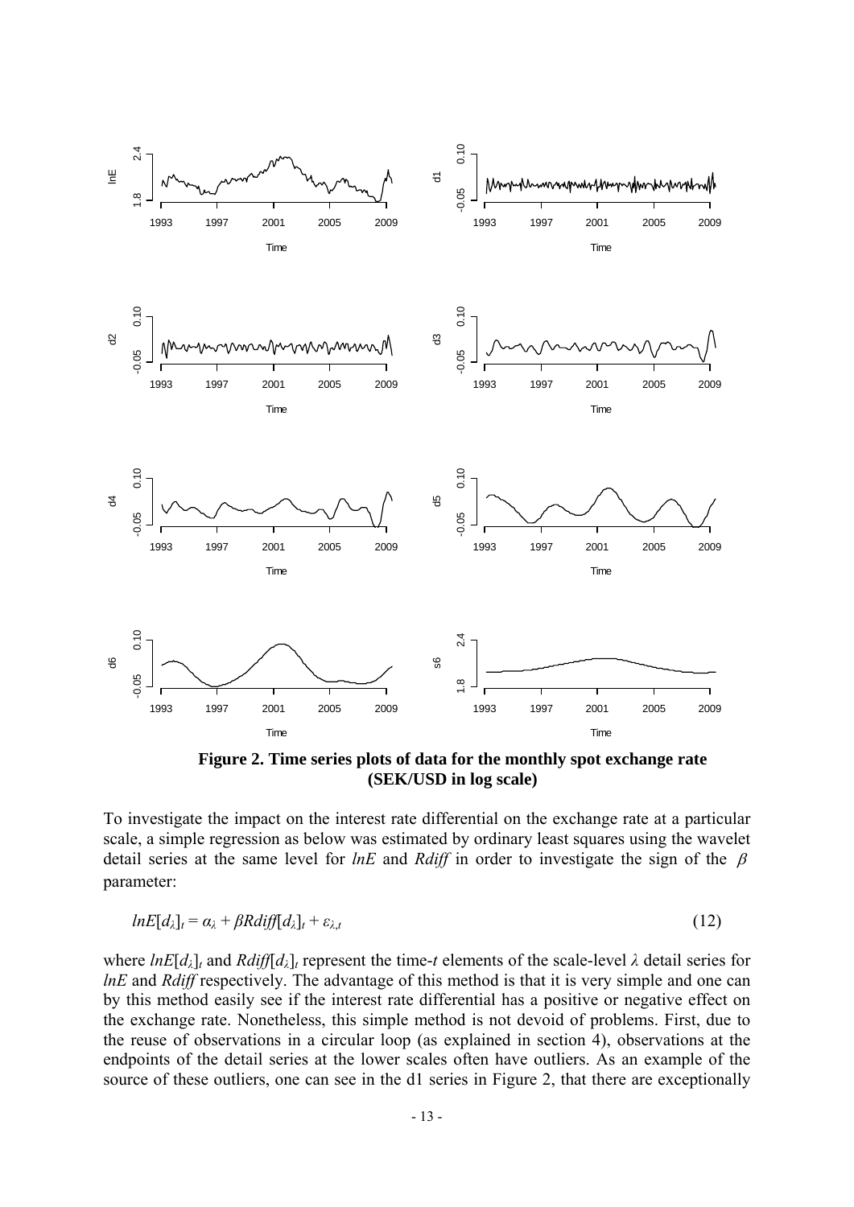**Figure 2. Time series plots of data for the monthly spot exchange rate (SEK/USD in log scale)**

To investigate the impact on the interest rate differential on the exchange rate at a particular scale, a simple regression as below was estimated by ordinary least squares using the wavelet detail series at the same level for *lnE* and *Rdiff* in order to investigate the sign of the $\beta$ parameter:

$$lnE[d_\lambda]_t = \alpha_\lambda + \beta Rdiff[d_\lambda]_t + \varepsilon_{\lambda,t} \tag{12}$$

where $lnE[d_\lambda]_t$ and $Rdiff[d_\lambda]_t$ represent the time-*t* elements of the scale-level $\lambda$ detail series for *lnE* and *Rdiff* respectively. The advantage of this method is that it is very simple and one can by this method easily see if the interest rate differential has a positive or negative effect on the exchange rate. Nonetheless, this simple method is not devoid of problems. First, due to the reuse of observations in a circular loop (as explained in section 4), observations at the endpoints of the detail series at the lower scales often have outliers. As an example of the source of these outliers, one can see in the d1 series in Figure 2, that there are exceptionally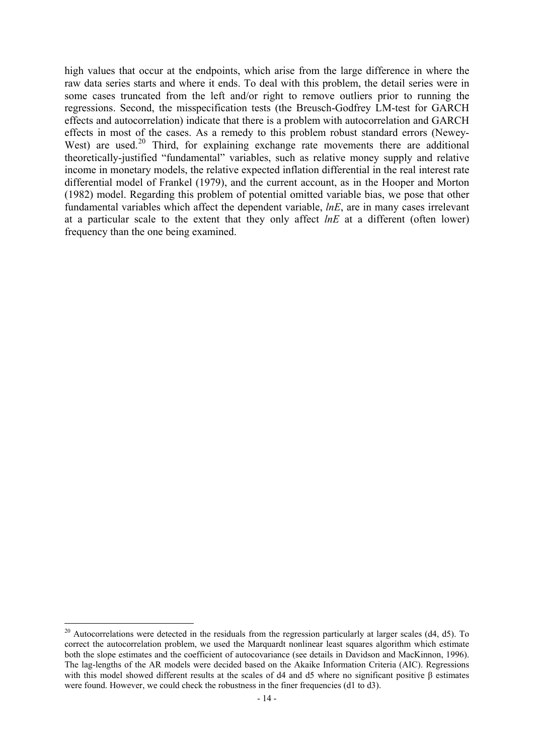high values that occur at the endpoints, which arise from the large difference in where the raw data series starts and where it ends. To deal with this problem, the detail series were in some cases truncated from the left and/or right to remove outliers prior to running the regressions. Second, the misspecification tests (the Breusch-Godfrey LM-test for GARCH effects and autocorrelation) indicate that there is a problem with autocorrelation and GARCH effects in most of the cases. As a remedy to this problem robust standard errors (Newey-West) are used.[20] Third, for explaining exchange rate movements there are additional theoretically-justified "fundamental" variables, such as relative money supply and relative income in monetary models, the relative expected inflation differential in the real interest rate differential model of Frankel (1979), and the current account, as in the Hooper and Morton (1982) model. Regarding this problem of potential omitted variable bias, we pose that other fundamental variables which affect the dependent variable, *lnE*, are in many cases irrelevant at a particular scale to the extent that they only affect *lnE* at a different (often lower) frequency than the one being examined.

[20] Autocorrelations were detected in the residuals from the regression particularly at larger scales (d4, d5). To correct the autocorrelation problem, we used the Marquardt nonlinear least squares algorithm which estimate both the slope estimates and the coefficient of autocovariance (see details in Davidson and MacKinnon, 1996). The lag-lengths of the AR models were decided based on the Akaike Information Criteria (AIC). Regressions with this model showed different results at the scales of d4 and d5 where no significant positive $\beta$ estimates were found. However, we could check the robustness in the finer frequencies (d1 to d3).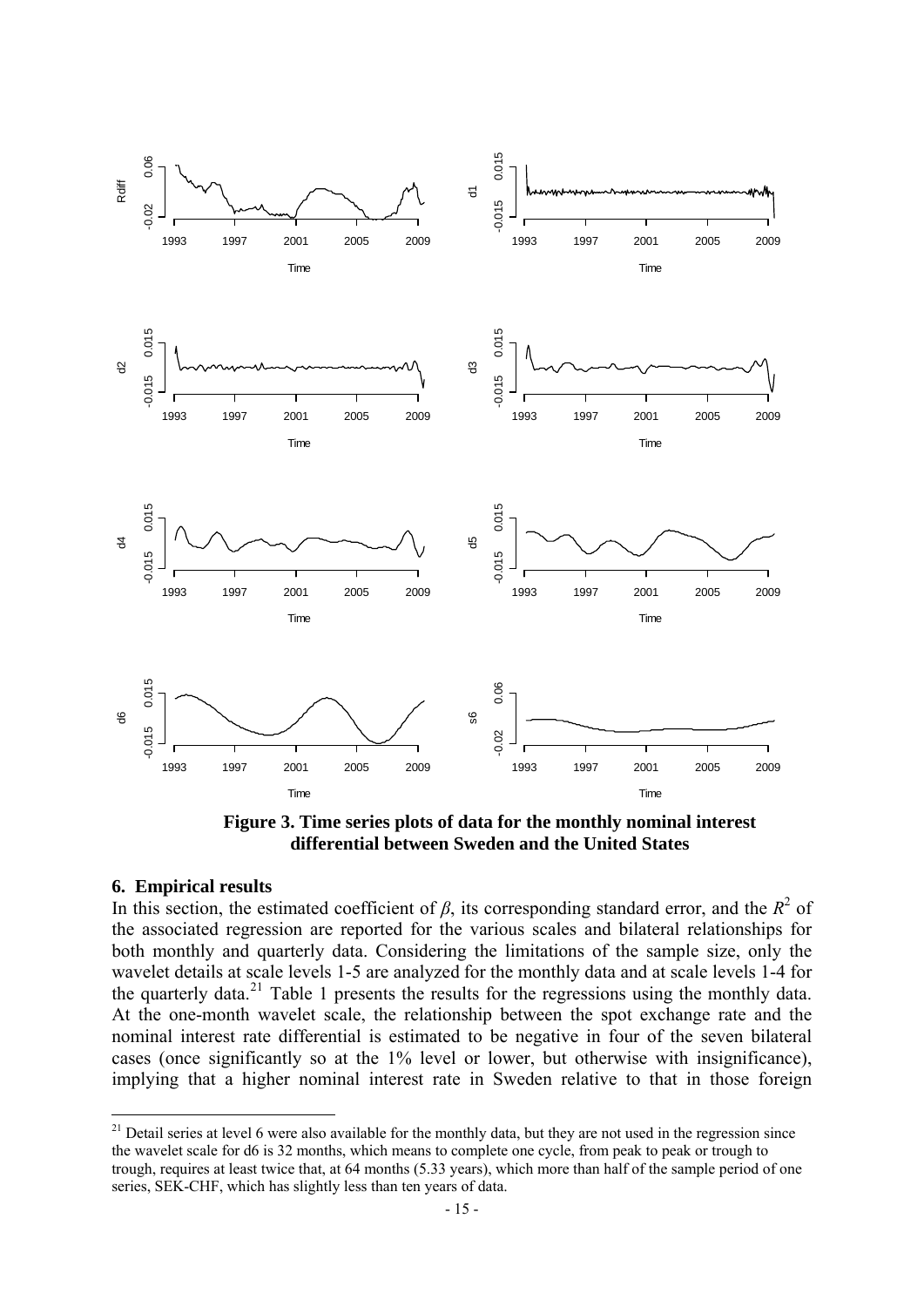**Figure 3. Time series plots of data for the monthly nominal interest differential between Sweden and the United States**

## 6. Empirical results

In this section, the estimated coefficient of *β*, its corresponding standard error, and the $R^2$ of the associated regression are reported for the various scales and bilateral relationships for both monthly and quarterly data. Considering the limitations of the sample size, only the wavelet details at scale levels 1-5 are analyzed for the monthly data and at scale levels 1-4 for the quarterly data.[21] Table 1 presents the results for the regressions using the monthly data. At the one-month wavelet scale, the relationship between the spot exchange rate and the nominal interest rate differential is estimated to be negative in four of the seven bilateral cases (once significantly so at the 1% level or lower, but otherwise with insignificance), implying that a higher nominal interest rate in Sweden relative to that in those foreign

[21] Detail series at level 6 were also available for the monthly data, but they are not used in the regression since the wavelet scale for d6 is 32 months, which means to complete one cycle, from peak to peak or trough to trough, requires at least twice that, at 64 months (5.33 years), which more than half of the sample period of one series, SEK-CHF, which has slightly less than ten years of data.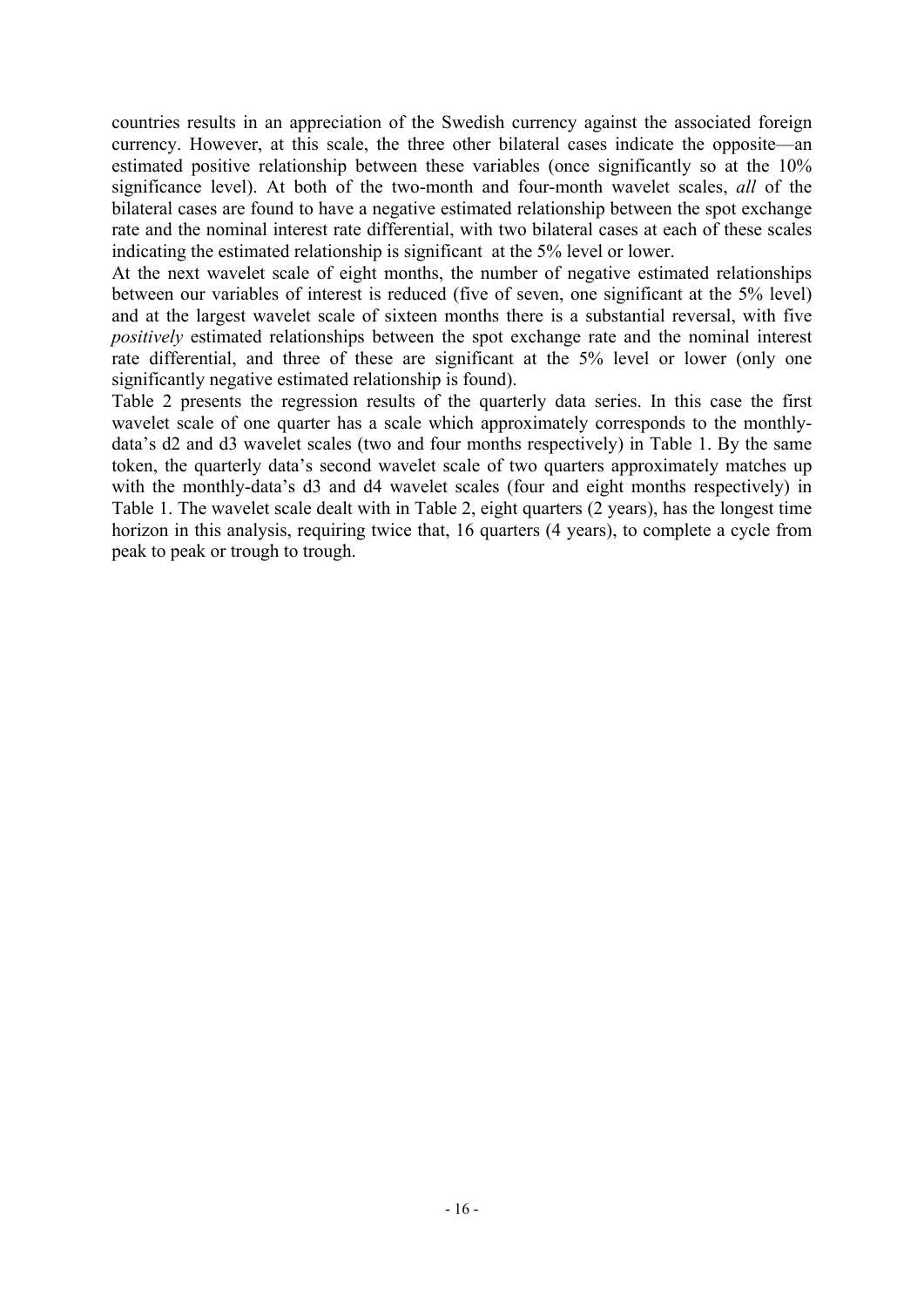countries results in an appreciation of the Swedish currency against the associated foreign currency. However, at this scale, the three other bilateral cases indicate the opposite—an estimated positive relationship between these variables (once significantly so at the 10% significance level). At both of the two-month and four-month wavelet scales, *all* of the bilateral cases are found to have a negative estimated relationship between the spot exchange rate and the nominal interest rate differential, with two bilateral cases at each of these scales indicating the estimated relationship is significant at the 5% level or lower.

At the next wavelet scale of eight months, the number of negative estimated relationships between our variables of interest is reduced (five of seven, one significant at the 5% level) and at the largest wavelet scale of sixteen months there is a substantial reversal, with five *positively* estimated relationships between the spot exchange rate and the nominal interest rate differential, and three of these are significant at the 5% level or lower (only one significantly negative estimated relationship is found).

Table 2 presents the regression results of the quarterly data series. In this case the first wavelet scale of one quarter has a scale which approximately corresponds to the monthly-data's d2 and d3 wavelet scales (two and four months respectively) in Table 1. By the same token, the quarterly data's second wavelet scale of two quarters approximately matches up with the monthly-data's d3 and d4 wavelet scales (four and eight months respectively) in Table 1. The wavelet scale dealt with in Table 2, eight quarters (2 years), has the longest time horizon in this analysis, requiring twice that, 16 quarters (4 years), to complete a cycle from peak to peak or trough to trough.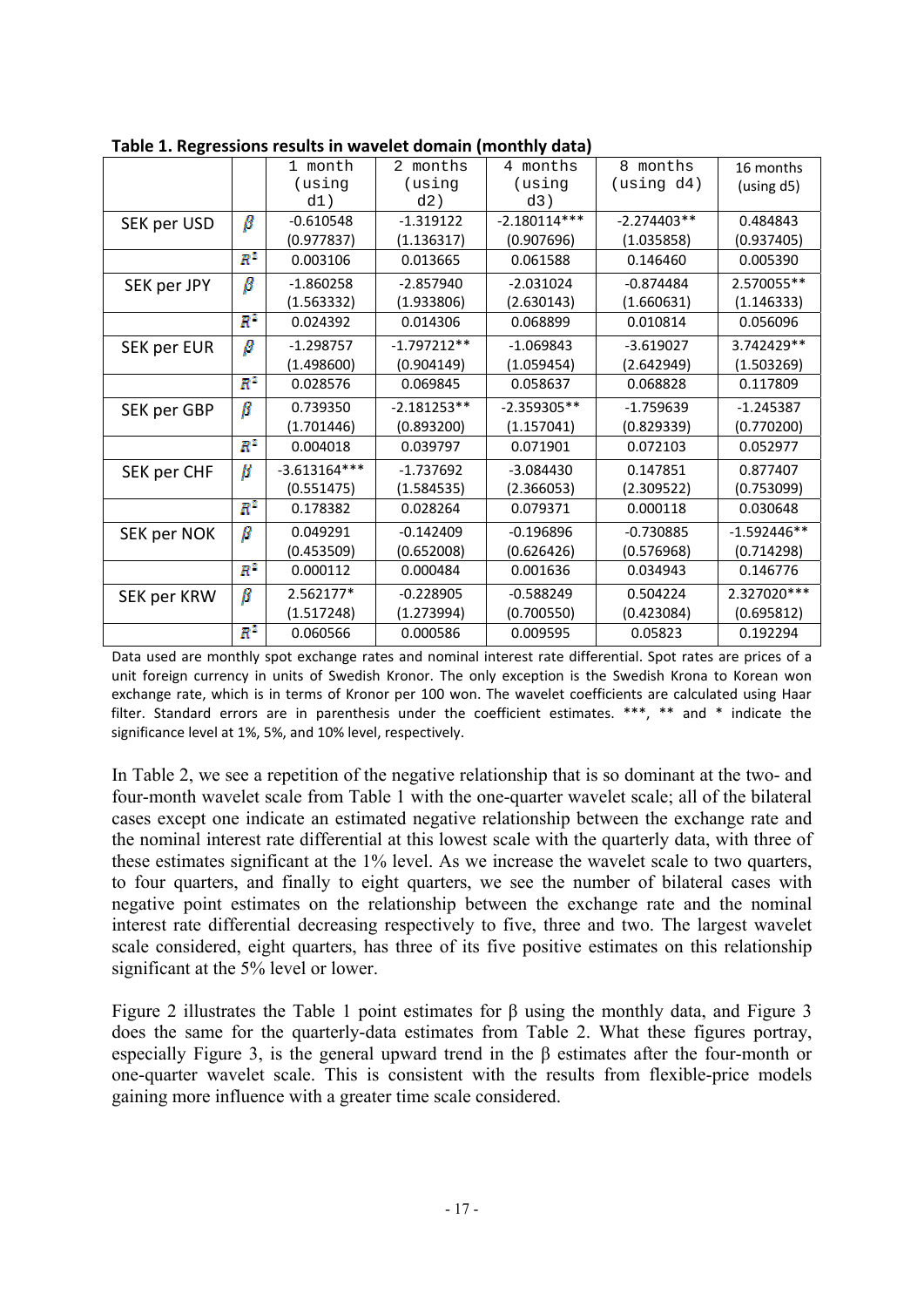**Table 1. Regressions results in wavelet domain (monthly data)**

| | | 1 month (using d1) | 2 months (using d2) | 4 months (using d3) | 8 months (using d4) | 16 months (using d5) |
|---|---|---|---|---|---|---|
| SEK per USD | $\beta$ | -0.610548 | -1.319122 | -2.180114*** | -2.274403** | 0.484843 |
| | | (0.977837) | (1.136317) | (0.907696) | (1.035858) | (0.937405) |
| | $R^2$ | 0.003106 | 0.013665 | 0.061588 | 0.146460 | 0.005390 |
| SEK per JPY | $\beta$ | -1.860258 | -2.857940 | -2.031024 | -0.874484 | 2.570055** |
| | | (1.563332) | (1.933806) | (2.630143) | (1.660631) | (1.146333) |
| | $R^2$ | 0.024392 | 0.014306 | 0.068899 | 0.010814 | 0.056096 |
| SEK per EUR | $\beta$ | -1.298757 | -1.797212** | -1.069843 | -3.619027 | 3.742429** |
| | | (1.498600) | (0.904149) | (1.059454) | (2.642949) | (1.503269) |
| | $R^2$ | 0.028576 | 0.069845 | 0.058637 | 0.068828 | 0.117809 |
| SEK per GBP | $\beta$ | 0.739350 | -2.181253** | -2.359305** | -1.759639 | -1.245387 |
| | | (1.701446) | (0.893200) | (1.157041) | (0.829339) | (0.770200) |
| | $R^2$ | 0.004018 | 0.039797 | 0.071901 | 0.072103 | 0.052977 |
| SEK per CHF | $\beta$ | -3.613164*** | -1.737692 | -3.084430 | 0.147851 | 0.877407 |
| | | (0.551475) | (1.584535) | (2.366053) | (2.309522) | (0.753099) |
| | $R^2$ | 0.178382 | 0.028264 | 0.079371 | 0.000118 | 0.030648 |
| SEK per NOK | $\beta$ | 0.049291 | -0.142409 | -0.196896 | -0.730885 | -1.592446** |
| | | (0.453509) | (0.652008) | (0.626426) | (0.576968) | (0.714298) |
| | $R^2$ | 0.000112 | 0.000484 | 0.001636 | 0.034943 | 0.146776 |
| SEK per KRW | $\beta$ | 2.562177* | -0.228905 | -0.588249 | 0.504224 | 2.327020*** |
| | | (1.517248) | (1.273994) | (0.700550) | (0.423084) | (0.695812) |
| | $R^2$ | 0.060566 | 0.000586 | 0.009595 | 0.05823 | 0.192294 |

Data used are monthly spot exchange rates and nominal interest rate differential. Spot rates are prices of a unit foreign currency in units of Swedish Kronor. The only exception is the Swedish Krona to Korean won exchange rate, which is in terms of Kronor per 100 won. The wavelet coefficients are calculated using Haar filter. Standard errors are in parenthesis under the coefficient estimates. ***, ** and * indicate the significance level at 1%, 5%, and 10% level, respectively.

In Table 2, we see a repetition of the negative relationship that is so dominant at the two- and four-month wavelet scale from Table 1 with the one-quarter wavelet scale; all of the bilateral cases except one indicate an estimated negative relationship between the exchange rate and the nominal interest rate differential at this lowest scale with the quarterly data, with three of these estimates significant at the 1% level. As we increase the wavelet scale to two quarters, to four quarters, and finally to eight quarters, we see the number of bilateral cases with negative point estimates on the relationship between the exchange rate and the nominal interest rate differential decreasing respectively to five, three and two. The largest wavelet scale considered, eight quarters, has three of its five positive estimates on this relationship significant at the 5% level or lower.

Figure 2 illustrates the Table 1 point estimates for β using the monthly data, and Figure 3 does the same for the quarterly-data estimates from Table 2. What these figures portray, especially Figure 3, is the general upward trend in the β estimates after the four-month or one-quarter wavelet scale. This is consistent with the results from flexible-price models gaining more influence with a greater time scale considered.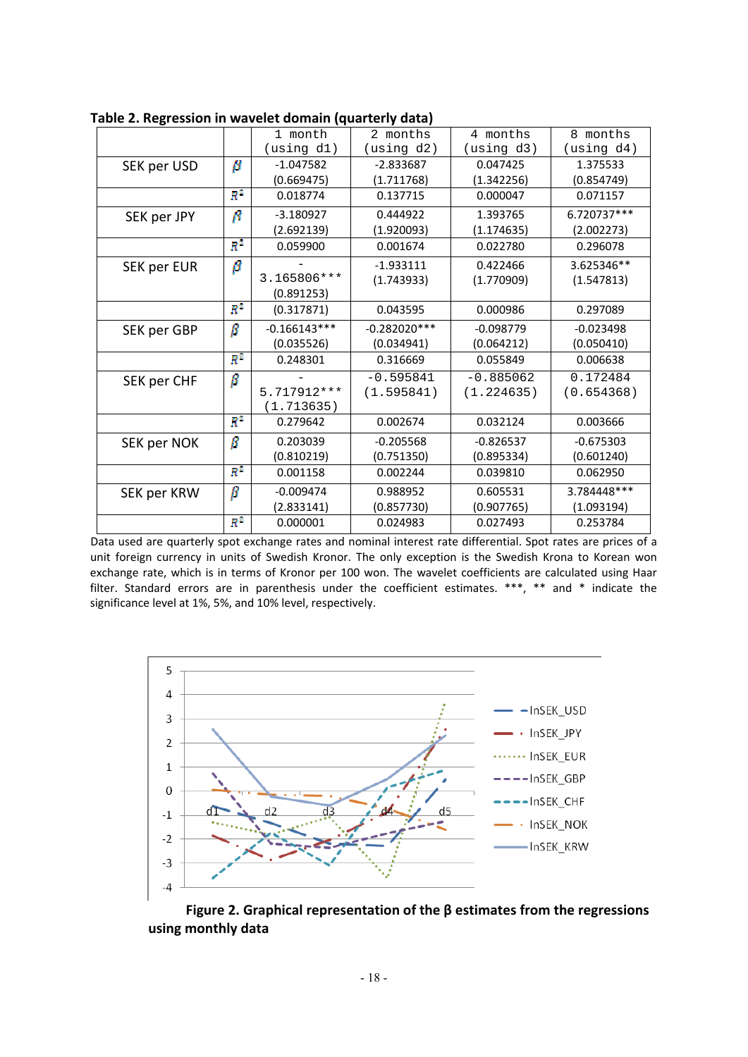**Table 2. Regression in wavelet domain (quarterly data)**

| | | 1 month (using d1) | 2 months (using d2) | 4 months (using d3) | 8 months (using d4) |
|---|---|---|---|---|---|
| SEK per USD | $\beta$ | -1.047582 (0.669475) | -2.833687 (1.711768) | 0.047425 (1.342256) | 1.375533 (0.854749) |
| | $R^2$ | 0.018774 | 0.137715 | 0.000047 | 0.071157 |
| SEK per JPY | $\beta$ | -3.180927 (2.692139) | 0.444922 (1.920093) | 1.393765 (1.174635) | 6.720737*** (2.002273) |
| | $R^2$ | 0.059900 | 0.001674 | 0.022780 | 0.296078 |
| SEK per EUR | $\beta$ | - 3.165806*** (0.891253) | -1.933111 (1.743933) | 0.422466 (1.770909) | 3.625346** (1.547813) |
| | $R^2$ | (0.317871) | 0.043595 | 0.000986 | 0.297089 |
| SEK per GBP | $\beta$ | -0.166143*** (0.035526) | -0.282020*** (0.034941) | -0.098779 (0.064212) | -0.023498 (0.050410) |
| | $R^2$ | 0.248301 | 0.316669 | 0.055849 | 0.006638 |
| SEK per CHF | $\beta$ | - 5.717912*** (1.713635) | -0.595841 (1.595841) | -0.885062 (1.224635) | 0.172484 (0.654368) |
| | $R^2$ | 0.279642 | 0.002674 | 0.032124 | 0.003666 |
| SEK per NOK | $\beta$ | 0.203039 (0.810219) | -0.205568 (0.751350) | -0.826537 (0.895334) | -0.675303 (0.601240) |
| | $R^2$ | 0.001158 | 0.002244 | 0.039810 | 0.062950 |
| SEK per KRW | $\beta$ | -0.009474 (2.833141) | 0.988952 (0.857730) | 0.605531 (0.907765) | 3.784448*** (1.093194) |
| | $R^2$ | 0.000001 | 0.024983 | 0.027493 | 0.253784 |

Data used are quarterly spot exchange rates and nominal interest rate differential. Spot rates are prices of a unit foreign currency in units of Swedish Kronor. The only exception is the Swedish Krona to Korean won exchange rate, which is in terms of Kronor per 100 won. The wavelet coefficients are calculated using Haar filter. Standard errors are in parenthesis under the coefficient estimates. ***, ** and * indicate the significance level at 1%, 5%, and 10% level, respectively.

**Figure 2. Graphical representation of the β estimates from the regressions using monthly data**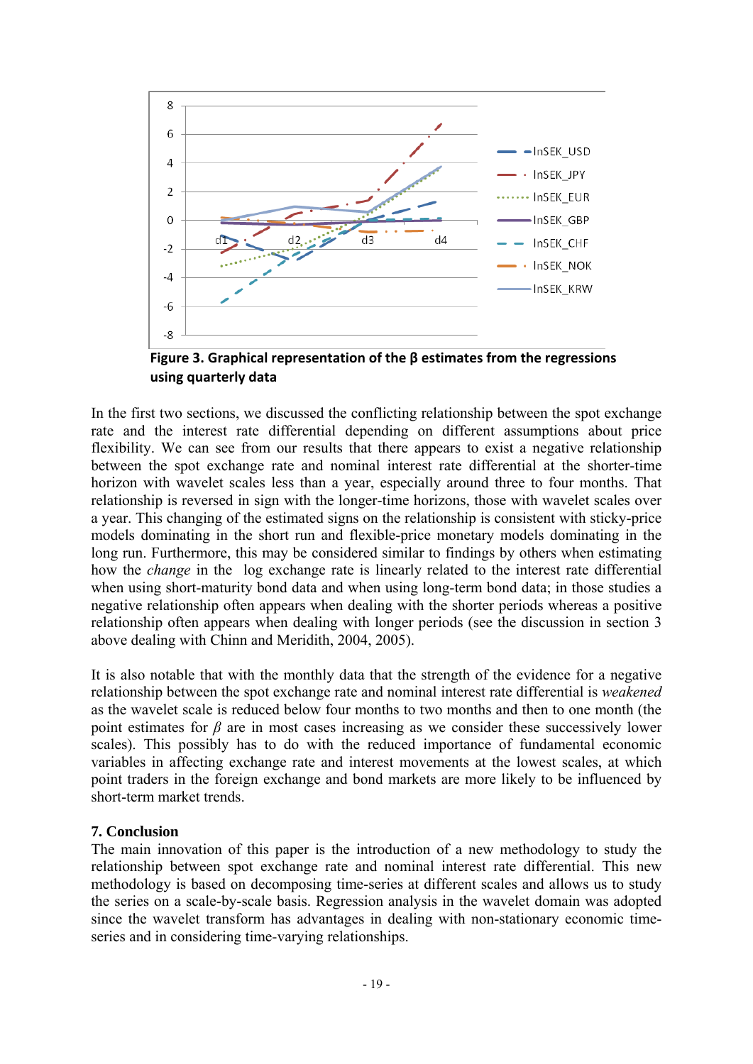**Figure 3. Graphical representation of the β estimates from the regressions using quarterly data**

In the first two sections, we discussed the conflicting relationship between the spot exchange rate and the interest rate differential depending on different assumptions about price flexibility. We can see from our results that there appears to exist a negative relationship between the spot exchange rate and nominal interest rate differential at the shorter-time horizon with wavelet scales less than a year, especially around three to four months. That relationship is reversed in sign with the longer-time horizons, those with wavelet scales over a year. This changing of the estimated signs on the relationship is consistent with sticky-price models dominating in the short run and flexible-price monetary models dominating in the long run. Furthermore, this may be considered similar to findings by others when estimating how the *change* in the log exchange rate is linearly related to the interest rate differential when using short-maturity bond data and when using long-term bond data; in those studies a negative relationship often appears when dealing with the shorter periods whereas a positive relationship often appears when dealing with longer periods (see the discussion in section 3 above dealing with Chinn and Meridith, 2004, 2005).

It is also notable that with the monthly data that the strength of the evidence for a negative relationship between the spot exchange rate and nominal interest rate differential is *weakened* as the wavelet scale is reduced below four months to two months and then to one month (the point estimates for $\beta$ are in most cases increasing as we consider these successively lower scales). This possibly has to do with the reduced importance of fundamental economic variables in affecting exchange rate and interest movements at the lowest scales, at which point traders in the foreign exchange and bond markets are more likely to be influenced by short-term market trends.

## 7. Conclusion

The main innovation of this paper is the introduction of a new methodology to study the relationship between spot exchange rate and nominal interest rate differential. This new methodology is based on decomposing time-series at different scales and allows us to study the series on a scale-by-scale basis. Regression analysis in the wavelet domain was adopted since the wavelet transform has advantages in dealing with non-stationary economic time-series and in considering time-varying relationships.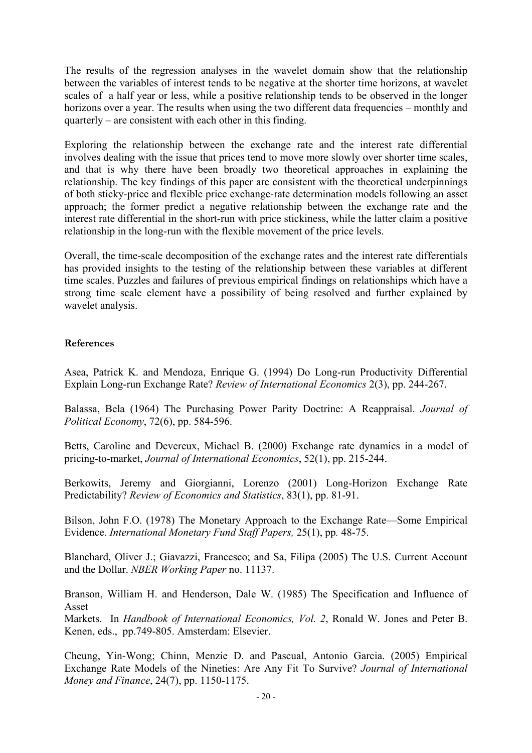The results of the regression analyses in the wavelet domain show that the relationship between the variables of interest tends to be negative at the shorter time horizons, at wavelet scales of a half year or less, while a positive relationship tends to be observed in the longer horizons over a year. The results when using the two different data frequencies – monthly and quarterly – are consistent with each other in this finding.

Exploring the relationship between the exchange rate and the interest rate differential involves dealing with the issue that prices tend to move more slowly over shorter time scales, and that is why there have been broadly two theoretical approaches in explaining the relationship. The key findings of this paper are consistent with the theoretical underpinnings of both sticky-price and flexible price exchange-rate determination models following an asset approach; the former predict a negative relationship between the exchange rate and the interest rate differential in the short-run with price stickiness, while the latter claim a positive relationship in the long-run with the flexible movement of the price levels.

Overall, the time-scale decomposition of the exchange rates and the interest rate differentials has provided insights to the testing of the relationship between these variables at different time scales. Puzzles and failures of previous empirical findings on relationships which have a strong time scale element have a possibility of being resolved and further explained by wavelet analysis.

**References**

Asea, Patrick K. and Mendoza, Enrique G. (1994) Do Long-run Productivity Differential Explain Long-run Exchange Rate? *Review of International Economics* 2(3), pp. 244-267.

Balassa, Bela (1964) The Purchasing Power Parity Doctrine: A Reappraisal. *Journal of Political Economy*, 72(6), pp. 584-596.

Betts, Caroline and Devereux, Michael B. (2000) Exchange rate dynamics in a model of pricing-to-market, *Journal of International Economics*, 52(1), pp. 215-244.

Berkowits, Jeremy and Giorgianni, Lorenzo (2001) Long-Horizon Exchange Rate Predictability? *Review of Economics and Statistics*, 83(1), pp. 81-91.

Bilson, John F.O. (1978) The Monetary Approach to the Exchange Rate—Some Empirical Evidence. *International Monetary Fund Staff Papers,* 25(1), pp. 48-75.

Blanchard, Oliver J.; Giavazzi, Francesco; and Sa, Filipa (2005) The U.S. Current Account and the Dollar. *NBER Working Paper* no. 11137.

Branson, William H. and Henderson, Dale W. (1985) The Specification and Influence of Asset Markets. In *Handbook of International Economics, Vol. 2*, Ronald W. Jones and Peter B. Kenen, eds., pp.749-805. Amsterdam: Elsevier.

Cheung, Yin-Wong; Chinn, Menzie D. and Pascual, Antonio Garcia. (2005) Empirical Exchange Rate Models of the Nineties: Are Any Fit To Survive? *Journal of International Money and Finance*, 24(7), pp. 1150-1175.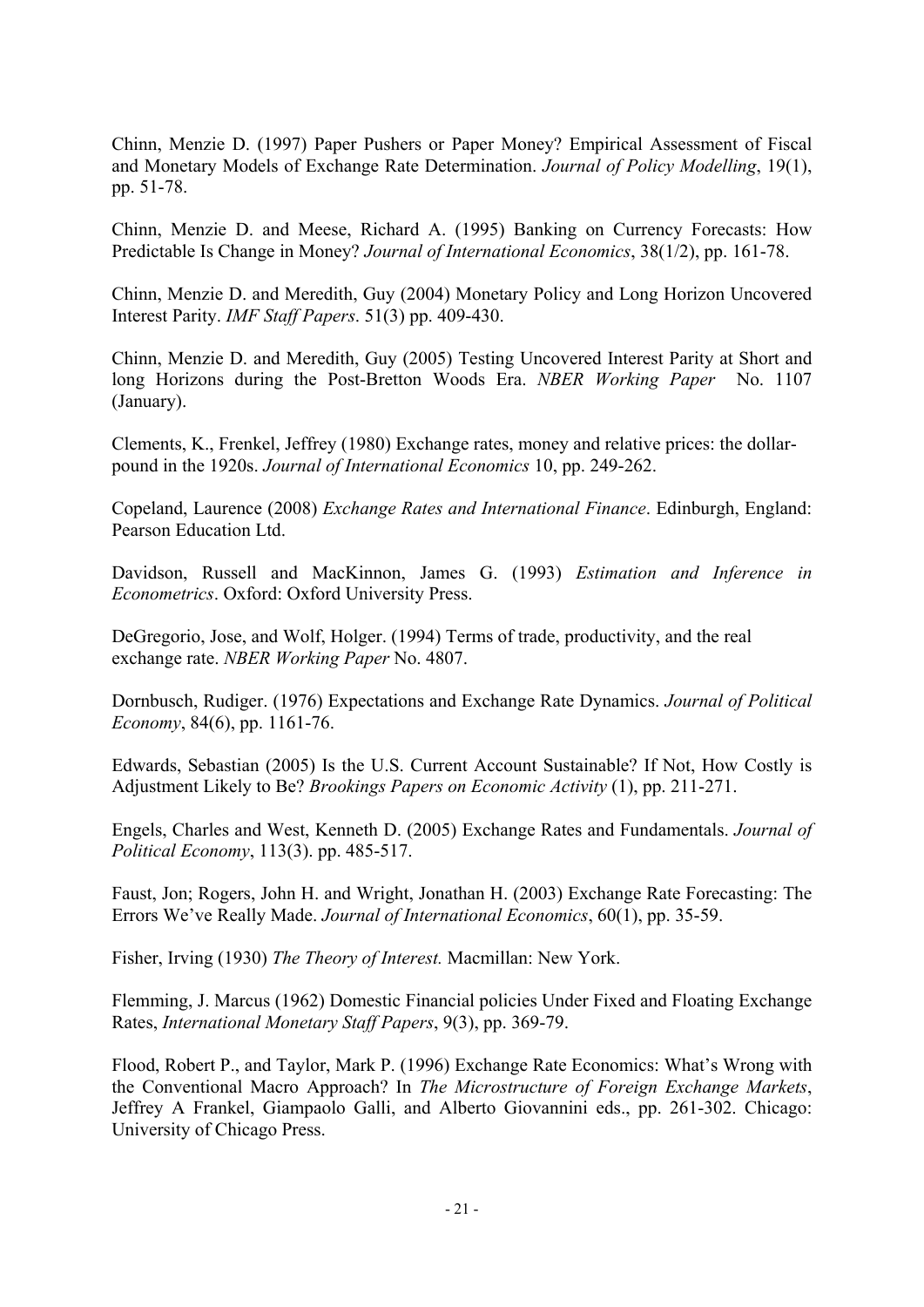Chinn, Menzie D. (1997) Paper Pushers or Paper Money? Empirical Assessment of Fiscal and Monetary Models of Exchange Rate Determination. *Journal of Policy Modelling*, 19(1), pp. 51-78.

Chinn, Menzie D. and Meese, Richard A. (1995) Banking on Currency Forecasts: How Predictable Is Change in Money? *Journal of International Economics*, 38(1/2), pp. 161-78.

Chinn, Menzie D. and Meredith, Guy (2004) Monetary Policy and Long Horizon Uncovered Interest Parity. *IMF Staff Papers*. 51(3) pp. 409-430.

Chinn, Menzie D. and Meredith, Guy (2005) Testing Uncovered Interest Parity at Short and long Horizons during the Post-Bretton Woods Era. *NBER Working Paper* No. 1107 (January).

Clements, K., Frenkel, Jeffrey (1980) Exchange rates, money and relative prices: the dollar-pound in the 1920s. *Journal of International Economics* 10, pp. 249-262.

Copeland, Laurence (2008) *Exchange Rates and International Finance*. Edinburgh, England: Pearson Education Ltd.

Davidson, Russell and MacKinnon, James G. (1993) *Estimation and Inference in Econometrics*. Oxford: Oxford University Press.

DeGregorio, Jose, and Wolf, Holger. (1994) Terms of trade, productivity, and the real exchange rate. *NBER Working Paper* No. 4807.

Dornbusch, Rudiger. (1976) Expectations and Exchange Rate Dynamics. *Journal of Political Economy*, 84(6), pp. 1161-76.

Edwards, Sebastian (2005) Is the U.S. Current Account Sustainable? If Not, How Costly is Adjustment Likely to Be? *Brookings Papers on Economic Activity* (1), pp. 211-271.

Engels, Charles and West, Kenneth D. (2005) Exchange Rates and Fundamentals. *Journal of Political Economy*, 113(3). pp. 485-517.

Faust, Jon; Rogers, John H. and Wright, Jonathan H. (2003) Exchange Rate Forecasting: The Errors We've Really Made. *Journal of International Economics*, 60(1), pp. 35-59.

Fisher, Irving (1930) *The Theory of Interest.* Macmillan: New York.

Flemming, J. Marcus (1962) Domestic Financial policies Under Fixed and Floating Exchange Rates, *International Monetary Staff Papers*, 9(3), pp. 369-79.

Flood, Robert P., and Taylor, Mark P. (1996) Exchange Rate Economics: What's Wrong with the Conventional Macro Approach? In *The Microstructure of Foreign Exchange Markets*, Jeffrey A Frankel, Giampaolo Galli, and Alberto Giovannini eds., pp. 261-302. Chicago: University of Chicago Press.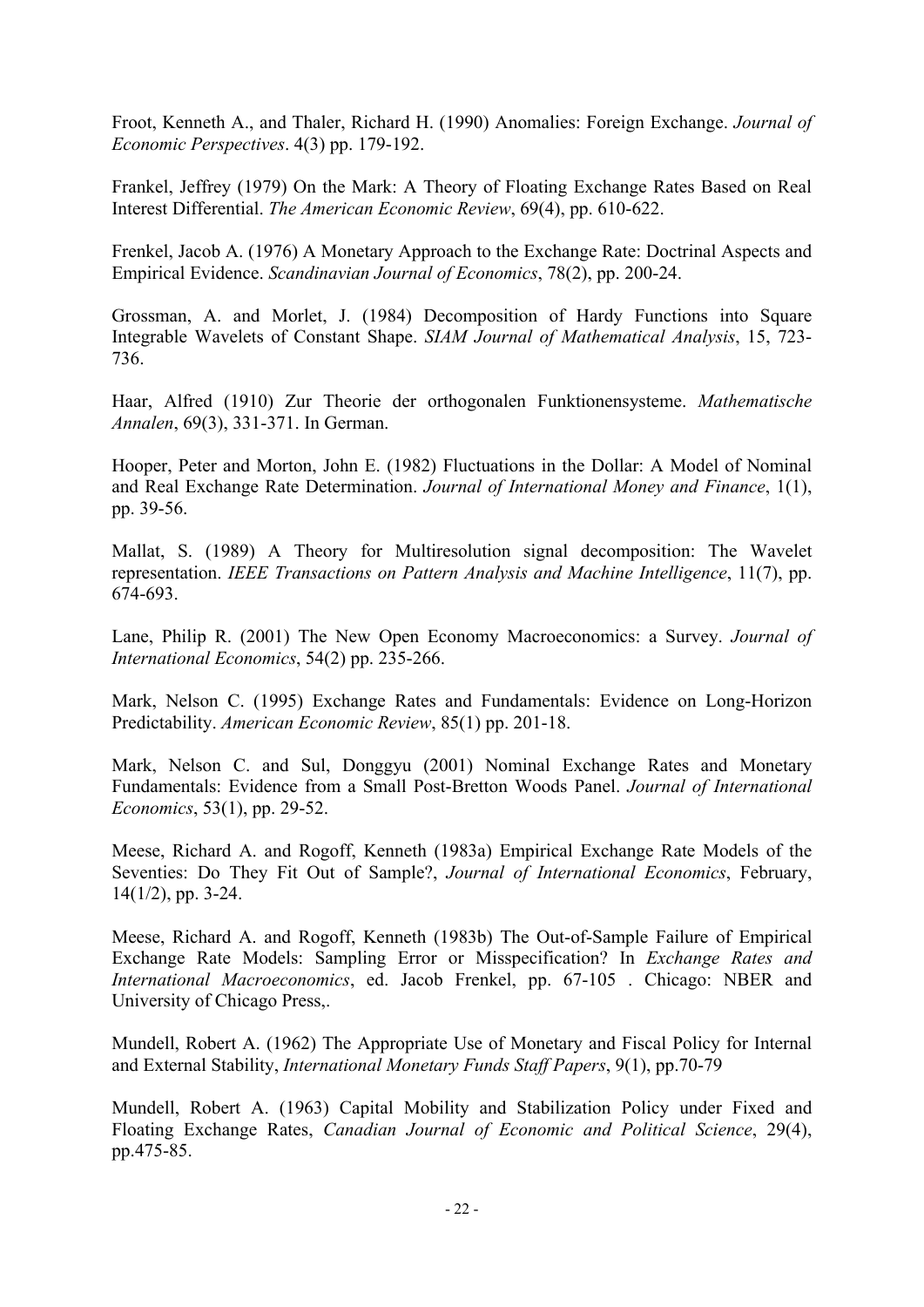Froot, Kenneth A., and Thaler, Richard H. (1990) Anomalies: Foreign Exchange. *Journal of Economic Perspectives*. 4(3) pp. 179-192.

Frankel, Jeffrey (1979) On the Mark: A Theory of Floating Exchange Rates Based on Real Interest Differential. *The American Economic Review*, 69(4), pp. 610-622.

Frenkel, Jacob A. (1976) A Monetary Approach to the Exchange Rate: Doctrinal Aspects and Empirical Evidence. *Scandinavian Journal of Economics*, 78(2), pp. 200-24.

Grossman, A. and Morlet, J. (1984) Decomposition of Hardy Functions into Square Integrable Wavelets of Constant Shape. *SIAM Journal of Mathematical Analysis*, 15, 723-736.

Haar, Alfred (1910) Zur Theorie der orthogonalen Funktionensysteme. *Mathematische Annalen*, 69(3), 331-371. In German.

Hooper, Peter and Morton, John E. (1982) Fluctuations in the Dollar: A Model of Nominal and Real Exchange Rate Determination. *Journal of International Money and Finance*, 1(1), pp. 39-56.

Mallat, S. (1989) A Theory for Multiresolution signal decomposition: The Wavelet representation. *IEEE Transactions on Pattern Analysis and Machine Intelligence*, 11(7), pp. 674-693.

Lane, Philip R. (2001) The New Open Economy Macroeconomics: a Survey. *Journal of International Economics*, 54(2) pp. 235-266.

Mark, Nelson C. (1995) Exchange Rates and Fundamentals: Evidence on Long-Horizon Predictability. *American Economic Review*, 85(1) pp. 201-18.

Mark, Nelson C. and Sul, Donggyu (2001) Nominal Exchange Rates and Monetary Fundamentals: Evidence from a Small Post-Bretton Woods Panel. *Journal of International Economics*, 53(1), pp. 29-52.

Meese, Richard A. and Rogoff, Kenneth (1983a) Empirical Exchange Rate Models of the Seventies: Do They Fit Out of Sample?, *Journal of International Economics*, February, 14(1/2), pp. 3-24.

Meese, Richard A. and Rogoff, Kenneth (1983b) The Out-of-Sample Failure of Empirical Exchange Rate Models: Sampling Error or Misspecification? In *Exchange Rates and International Macroeconomics*, ed. Jacob Frenkel, pp. 67-105 . Chicago: NBER and University of Chicago Press,.

Mundell, Robert A. (1962) The Appropriate Use of Monetary and Fiscal Policy for Internal and External Stability, *International Monetary Funds Staff Papers*, 9(1), pp.70-79

Mundell, Robert A. (1963) Capital Mobility and Stabilization Policy under Fixed and Floating Exchange Rates, *Canadian Journal of Economic and Political Science*, 29(4), pp.475-85.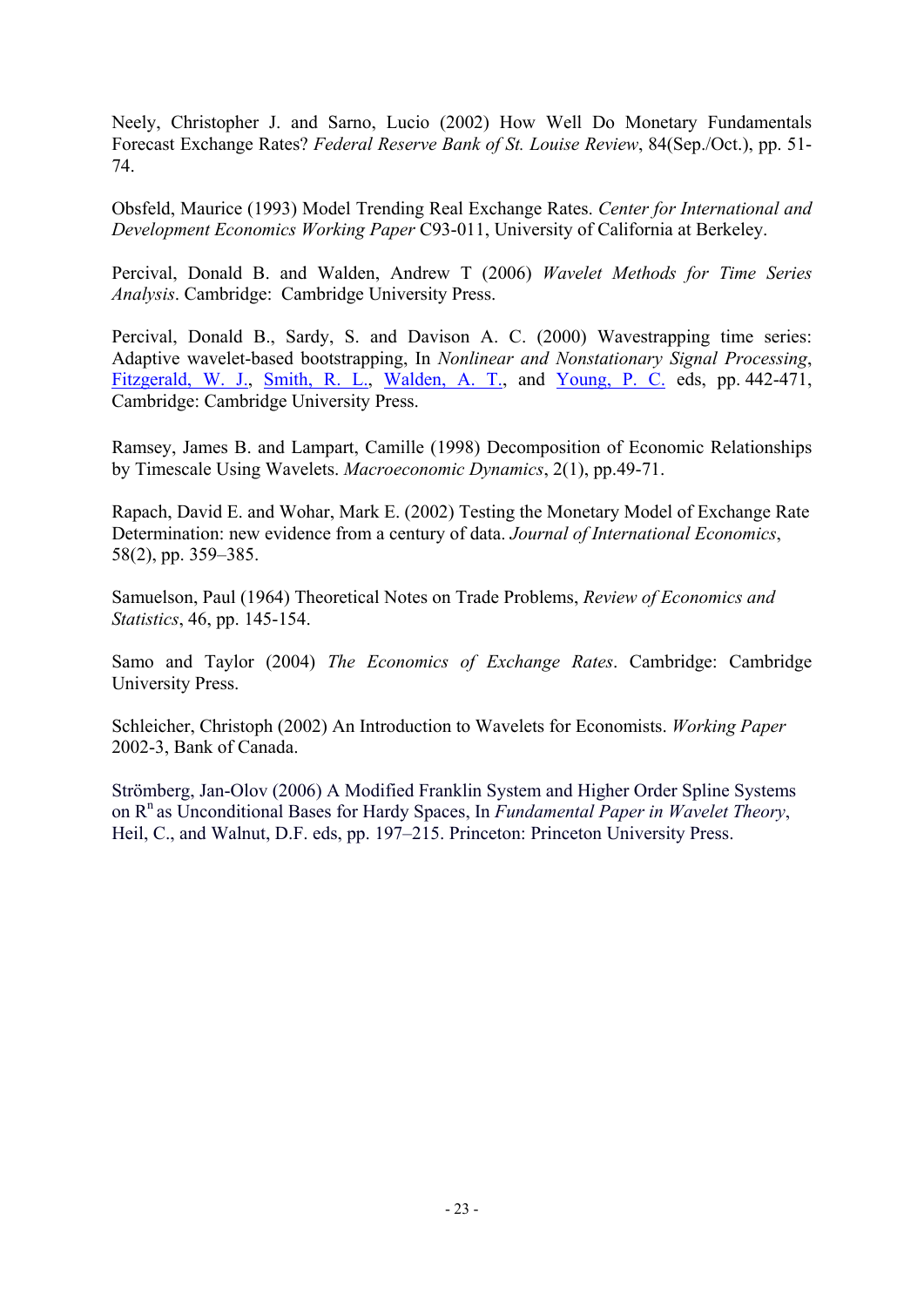Neely, Christopher J. and Sarno, Lucio (2002) How Well Do Monetary Fundamentals Forecast Exchange Rates? *Federal Reserve Bank of St. Louise Review*, 84(Sep./Oct.), pp. 51-74.

Obsfeld, Maurice (1993) Model Trending Real Exchange Rates. *Center for International and Development Economics Working Paper* C93-011, University of California at Berkeley.

Percival, Donald B. and Walden, Andrew T (2006) *Wavelet Methods for Time Series Analysis*. Cambridge: Cambridge University Press.

Percival, Donald B., Sardy, S. and Davison A. C. (2000) Wavestrapping time series: Adaptive wavelet-based bootstrapping, In *Nonlinear and Nonstationary Signal Processing*, Fitzgerald, W. J., Smith, R. L., Walden, A. T., and Young, P. C. eds, pp. 442-471, Cambridge: Cambridge University Press.

Ramsey, James B. and Lampart, Camille (1998) Decomposition of Economic Relationships by Timescale Using Wavelets. *Macroeconomic Dynamics*, 2(1), pp.49-71.

Rapach, David E. and Wohar, Mark E. (2002) Testing the Monetary Model of Exchange Rate Determination: new evidence from a century of data. *Journal of International Economics*, 58(2), pp. 359–385.

Samuelson, Paul (1964) Theoretical Notes on Trade Problems, *Review of Economics and Statistics*, 46, pp. 145-154.

Samo and Taylor (2004) *The Economics of Exchange Rates*. Cambridge: Cambridge University Press.

Schleicher, Christoph (2002) An Introduction to Wavelets for Economists. *Working Paper* 2002-3, Bank of Canada.

Strömberg, Jan-Olov (2006) A Modified Franklin System and Higher Order Spline Systems on $R^n$ as Unconditional Bases for Hardy Spaces, In *Fundamental Paper in Wavelet Theory*, Heil, C., and Walnut, D.F. eds, pp. 197–215. Princeton: Princeton University Press.